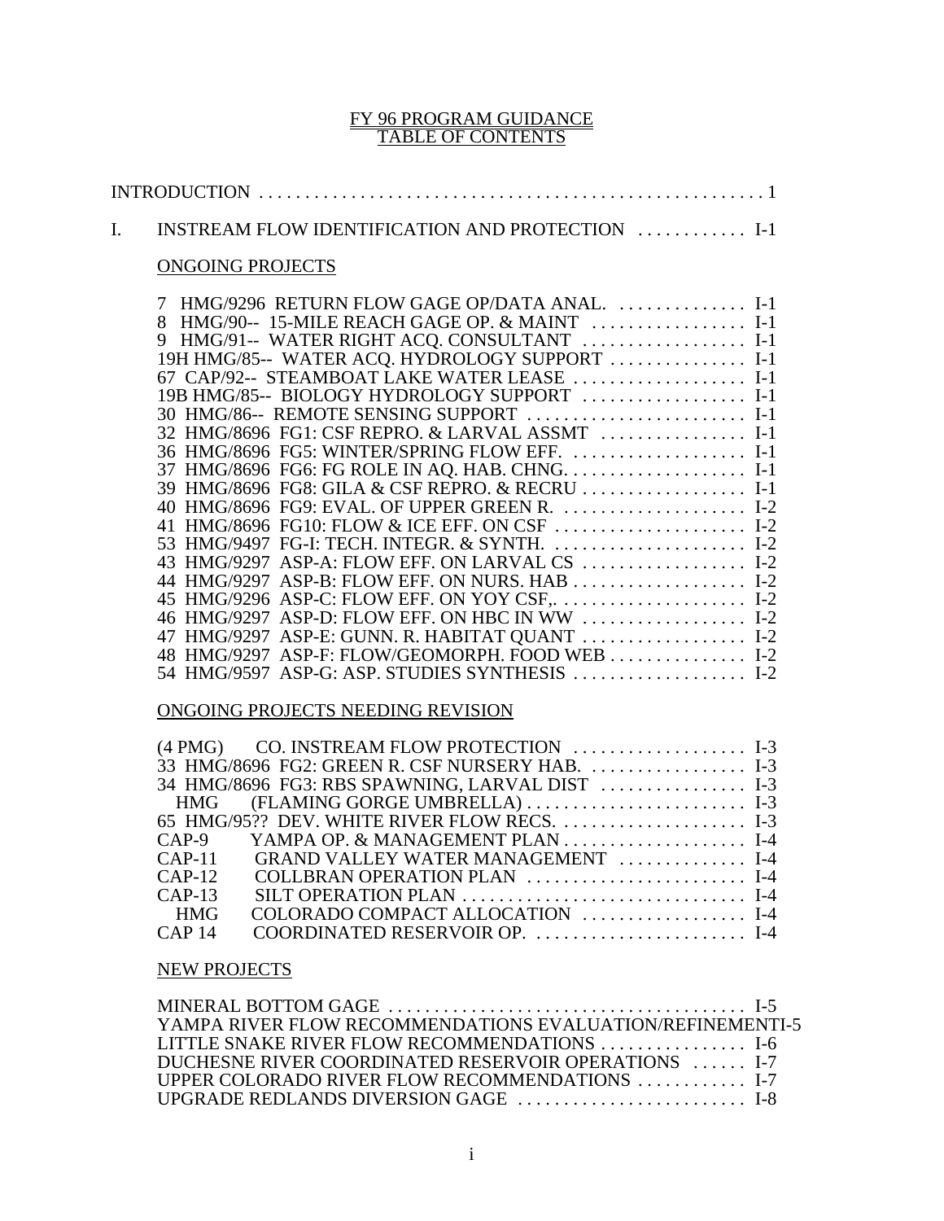# FY 96 PROGRAM GUIDANCE
## TABLE OF CONTENTS

INTRODUCTION . . . . . . . . . . . . . . . . . . . . . . . . . . . . . . . . . . . . . . . . . . . . . . . . . . . . . 1

I. INSTREAM FLOW IDENTIFICATION AND PROTECTION . . . . . . . . . . . I-1

### ONGOING PROJECTS

7 HMG/9296 RETURN FLOW GAGE OP/DATA ANAL. . . . . . . . . . . . . . I-1
8 HMG/90-- 15-MILE REACH GAGE OP. & MAINT . . . . . . . . . . . . . . . . I-1
9 HMG/91-- WATER RIGHT ACQ. CONSULTANT . . . . . . . . . . . . . . . . . I-1
19H HMG/85-- WATER ACQ. HYDROLOGY SUPPORT . . . . . . . . . . . . . . I-1
67 CAP/92-- STEAMBOAT LAKE WATER LEASE . . . . . . . . . . . . . . . . . . I-1
19B HMG/85-- BIOLOGY HYDROLOGY SUPPORT . . . . . . . . . . . . . . . . . I-1
30 HMG/86-- REMOTE SENSING SUPPORT . . . . . . . . . . . . . . . . . . . . . . . I-1
32 HMG/8696 FG1: CSF REPRO. & LARVAL ASSMT . . . . . . . . . . . . . . . I-1
36 HMG/8696 FG5: WINTER/SPRING FLOW EFF. . . . . . . . . . . . . . . . . . . I-1
37 HMG/8696 FG6: FG ROLE IN AQ. HAB. CHNG. . . . . . . . . . . . . . . . . . . I-1
39 HMG/8696 FG8: GILA & CSF REPRO. & RECRU . . . . . . . . . . . . . . . . . I-1
40 HMG/8696 FG9: EVAL. OF UPPER GREEN R. . . . . . . . . . . . . . . . . . . . I-2
41 HMG/8696 FG10: FLOW & ICE EFF. ON CSF . . . . . . . . . . . . . . . . . . . I-2
53 HMG/9497 FG-I: TECH. INTEGR. & SYNTH. . . . . . . . . . . . . . . . . . . . . I-2
43 HMG/9297 ASP-A: FLOW EFF. ON LARVAL CS . . . . . . . . . . . . . . . . . I-2
44 HMG/9297 ASP-B: FLOW EFF. ON NURS. HAB . . . . . . . . . . . . . . . . . . I-2
45 HMG/9296 ASP-C: FLOW EFF. ON YOY CSF,. . . . . . . . . . . . . . . . . . . . I-2
46 HMG/9297 ASP-D: FLOW EFF. ON HBC IN WW . . . . . . . . . . . . . . . . . I-2
47 HMG/9297 ASP-E: GUNN. R. HABITAT QUANT . . . . . . . . . . . . . . . . . I-2
48 HMG/9297 ASP-F: FLOW/GEOMORPH. FOOD WEB . . . . . . . . . . . . . . I-2
54 HMG/9597 ASP-G: ASP. STUDIES SYNTHESIS . . . . . . . . . . . . . . . . . . I-2

### ONGOING PROJECTS NEEDING REVISION

(4 PMG) CO. INSTREAM FLOW PROTECTION . . . . . . . . . . . . . . . . . . I-3
33 HMG/8696 FG2: GREEN R. CSF NURSERY HAB. . . . . . . . . . . . . . . . . I-3
34 HMG/8696 FG3: RBS SPAWNING, LARVAL DIST . . . . . . . . . . . . . . . I-3
HMG (FLAMING GORGE UMBRELLA) . . . . . . . . . . . . . . . . . . . . . . . I-3
65 HMG/95?? DEV. WHITE RIVER FLOW RECS. . . . . . . . . . . . . . . . . . . . I-3
CAP-9 YAMPA OP. & MANAGEMENT PLAN . . . . . . . . . . . . . . . . . . . I-4
CAP-11 GRAND VALLEY WATER MANAGEMENT . . . . . . . . . . . . . I-4
CAP-12 COLLBRAN OPERATION PLAN . . . . . . . . . . . . . . . . . . . . . . . I-4
CAP-13 SILT OPERATION PLAN . . . . . . . . . . . . . . . . . . . . . . . . . . . . . . I-4
HMG COLORADO COMPACT ALLOCATION . . . . . . . . . . . . . . . . . I-4
CAP 14 COORDINATED RESERVOIR OP. . . . . . . . . . . . . . . . . . . . . . . I-4

### NEW PROJECTS

MINERAL BOTTOM GAGE . . . . . . . . . . . . . . . . . . . . . . . . . . . . . . . . . . . . . . I-5
YAMPA RIVER FLOW RECOMMENDATIONS EVALUATION/REFINEMENTI-5
LITTLE SNAKE RIVER FLOW RECOMMENDATIONS . . . . . . . . . . . . . . . . I-6
DUCHESNE RIVER COORDINATED RESERVOIR OPERATIONS . . . . . . I-7
UPPER COLORADO RIVER FLOW RECOMMENDATIONS . . . . . . . . . . . . I-7
UPGRADE REDLANDS DIVERSION GAGE . . . . . . . . . . . . . . . . . . . . . . . . . I-8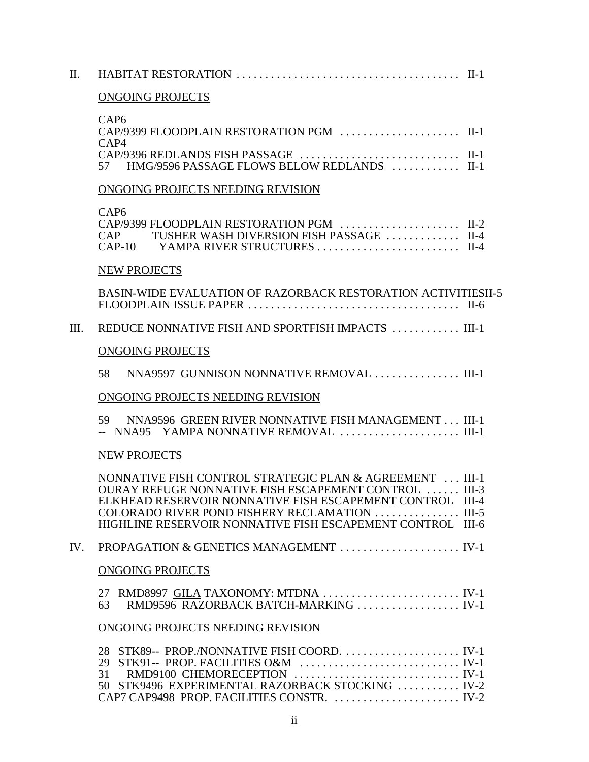II. HABITAT RESTORATION . . . . . . . . . . . . . . . . . . . . . . . . . . . . . . . . . . . . . . . II-1

ONGOING PROJECTS

CAP6
CAP/9399 FLOODPLAIN RESTORATION PGM . . . . . . . . . . . . . . . . . . . . . II-1
CAP4
CAP/9396 REDLANDS FISH PASSAGE . . . . . . . . . . . . . . . . . . . . . . . . . . . . II-1
57 HMG/9596 PASSAGE FLOWS BELOW REDLANDS . . . . . . . . . . . . II-1

ONGOING PROJECTS NEEDING REVISION

CAP6
CAP/9399 FLOODPLAIN RESTORATION PGM . . . . . . . . . . . . . . . . . . . . . II-2
CAP TUSHER WASH DIVERSION FISH PASSAGE . . . . . . . . . . . . . II-4
CAP-10 YAMPA RIVER STRUCTURES . . . . . . . . . . . . . . . . . . . . . . . . . II-4

NEW PROJECTS

BASIN-WIDE EVALUATION OF RAZORBACK RESTORATION ACTIVITIESII-5
FLOODPLAIN ISSUE PAPER . . . . . . . . . . . . . . . . . . . . . . . . . . . . . . . . . . . . . II-6

III. REDUCE NONNATIVE FISH AND SPORTFISH IMPACTS . . . . . . . . . . . . III-1

ONGOING PROJECTS

58 NNA9597 GUNNISON NONNATIVE REMOVAL . . . . . . . . . . . . . . . III-1

ONGOING PROJECTS NEEDING REVISION

59 NNA9596 GREEN RIVER NONNATIVE FISH MANAGEMENT . . . III-1
-- NNA95 YAMPA NONNATIVE REMOVAL . . . . . . . . . . . . . . . . . . . . . III-1

NEW PROJECTS

NONNATIVE FISH CONTROL STRATEGIC PLAN & AGREEMENT . . . III-1
OURAY REFUGE NONNATIVE FISH ESCAPEMENT CONTROL . . . . . . III-3
ELKHEAD RESERVOIR NONNATIVE FISH ESCAPEMENT CONTROL III-4
COLORADO RIVER POND FISHERY RECLAMATION . . . . . . . . . . . . . . . III-5
HIGHLINE RESERVOIR NONNATIVE FISH ESCAPEMENT CONTROL III-6

IV. PROPAGATION & GENETICS MANAGEMENT . . . . . . . . . . . . . . . . . . . . . IV-1

ONGOING PROJECTS

27 RMD8997 GILA TAXONOMY: MTDNA . . . . . . . . . . . . . . . . . . . . . . . . IV-1
63 RMD9596 RAZORBACK BATCH-MARKING . . . . . . . . . . . . . . . . . . IV-1

ONGOING PROJECTS NEEDING REVISION

28 STK89-- PROP./NONNATIVE FISH COORD. . . . . . . . . . . . . . . . . . . . . IV-1
29 STK91-- PROP. FACILITIES O&M . . . . . . . . . . . . . . . . . . . . . . . . . . . . IV-1
31 RMD9100 CHEMORECEPTION . . . . . . . . . . . . . . . . . . . . . . . . . . . . . IV-1
50 STK9496 EXPERIMENTAL RAZORBACK STOCKING . . . . . . . . . . . IV-2
CAP7 CAP9498 PROP. FACILITIES CONSTR. . . . . . . . . . . . . . . . . . . . . . . IV-2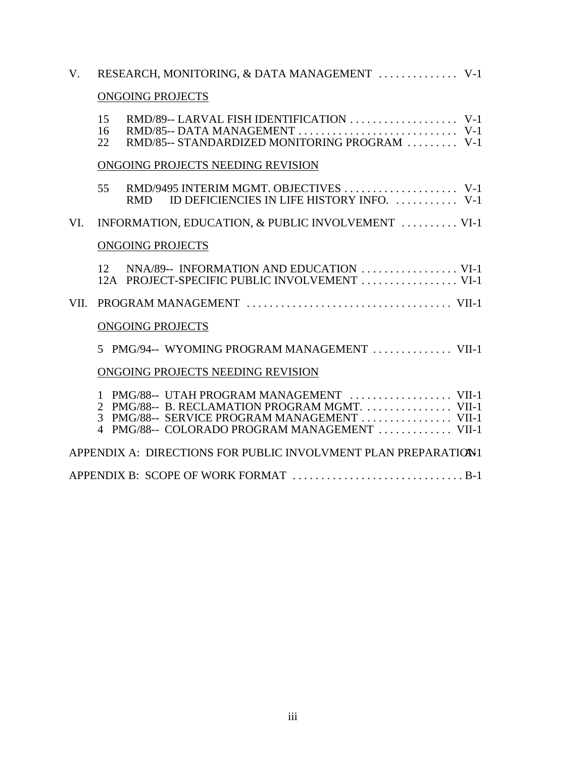V. RESEARCH, MONITORING, & DATA MANAGEMENT .............. V-1

ONGOING PROJECTS

15 RMD/89-- LARVAL FISH IDENTIFICATION ................... V-1
16 RMD/85-- DATA MANAGEMENT ............................ V-1
22 RMD/85-- STANDARDIZED MONITORING PROGRAM ......... V-1

ONGOING PROJECTS NEEDING REVISION

55 RMD/9495 INTERIM MGMT. OBJECTIVES .................... V-1
RMD ID DEFICIENCIES IN LIFE HISTORY INFO. ........... V-1

VI. INFORMATION, EDUCATION, & PUBLIC INVOLVEMENT .......... VI-1

ONGOING PROJECTS

12 NNA/89-- INFORMATION AND EDUCATION ................. VI-1
12A PROJECT-SPECIFIC PUBLIC INVOLVEMENT ................. VI-1

VII. PROGRAM MANAGEMENT .................................... VII-1

ONGOING PROJECTS

5 PMG/94-- WYOMING PROGRAM MANAGEMENT .............. VII-1

ONGOING PROJECTS NEEDING REVISION

1 PMG/88-- UTAH PROGRAM MANAGEMENT .................. VII-1
2 PMG/88-- B. RECLAMATION PROGRAM MGMT. ................ VII-1
3 PMG/88-- SERVICE PROGRAM MANAGEMENT ................ VII-1
4 PMG/88-- COLORADO PROGRAM MANAGEMENT ............. VII-1

APPENDIX A: DIRECTIONS FOR PUBLIC INVOLVMENT PLAN PREPARATION A-1

APPENDIX B: SCOPE OF WORK FORMAT .............................. B-1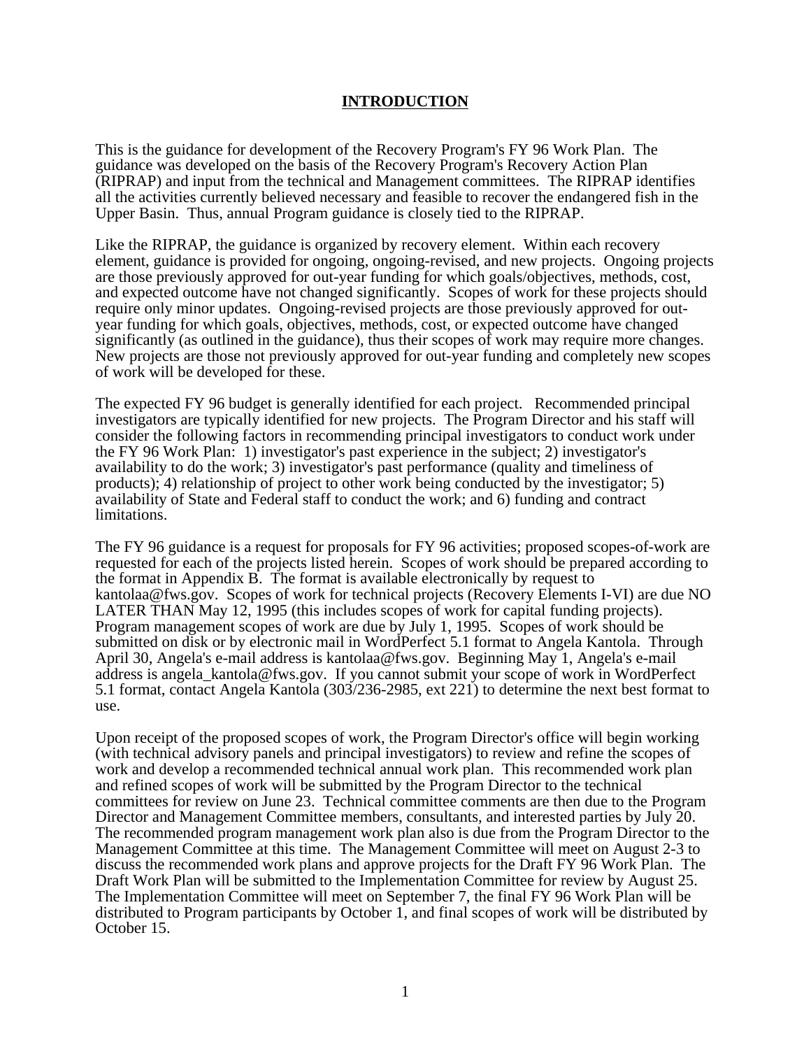## INTRODUCTION

This is the guidance for development of the Recovery Program's FY 96 Work Plan. The guidance was developed on the basis of the Recovery Program's Recovery Action Plan (RIPRAP) and input from the technical and Management committees. The RIPRAP identifies all the activities currently believed necessary and feasible to recover the endangered fish in the Upper Basin. Thus, annual Program guidance is closely tied to the RIPRAP.

Like the RIPRAP, the guidance is organized by recovery element. Within each recovery element, guidance is provided for ongoing, ongoing-revised, and new projects. Ongoing projects are those previously approved for out-year funding for which goals/objectives, methods, cost, and expected outcome have not changed significantly. Scopes of work for these projects should require only minor updates. Ongoing-revised projects are those previously approved for out-year funding for which goals, objectives, methods, cost, or expected outcome have changed significantly (as outlined in the guidance), thus their scopes of work may require more changes. New projects are those not previously approved for out-year funding and completely new scopes of work will be developed for these.

The expected FY 96 budget is generally identified for each project. Recommended principal investigators are typically identified for new projects. The Program Director and his staff will consider the following factors in recommending principal investigators to conduct work under the FY 96 Work Plan: 1) investigator's past experience in the subject; 2) investigator's availability to do the work; 3) investigator's past performance (quality and timeliness of products); 4) relationship of project to other work being conducted by the investigator; 5) availability of State and Federal staff to conduct the work; and 6) funding and contract limitations.

The FY 96 guidance is a request for proposals for FY 96 activities; proposed scopes-of-work are requested for each of the projects listed herein. Scopes of work should be prepared according to the format in Appendix B. The format is available electronically by request to kantolaa@fws.gov. Scopes of work for technical projects (Recovery Elements I-VI) are due NO LATER THAN May 12, 1995 (this includes scopes of work for capital funding projects). Program management scopes of work are due by July 1, 1995. Scopes of work should be submitted on disk or by electronic mail in WordPerfect 5.1 format to Angela Kantola. Through April 30, Angela's e-mail address is kantolaa@fws.gov. Beginning May 1, Angela's e-mail address is angela_kantola@fws.gov. If you cannot submit your scope of work in WordPerfect 5.1 format, contact Angela Kantola (303/236-2985, ext 221) to determine the next best format to use.

Upon receipt of the proposed scopes of work, the Program Director's office will begin working (with technical advisory panels and principal investigators) to review and refine the scopes of work and develop a recommended technical annual work plan. This recommended work plan and refined scopes of work will be submitted by the Program Director to the technical committees for review on June 23. Technical committee comments are then due to the Program Director and Management Committee members, consultants, and interested parties by July 20. The recommended program management work plan also is due from the Program Director to the Management Committee at this time. The Management Committee will meet on August 2-3 to discuss the recommended work plans and approve projects for the Draft FY 96 Work Plan. The Draft Work Plan will be submitted to the Implementation Committee for review by August 25. The Implementation Committee will meet on September 7, the final FY 96 Work Plan will be distributed to Program participants by October 1, and final scopes of work will be distributed by October 15.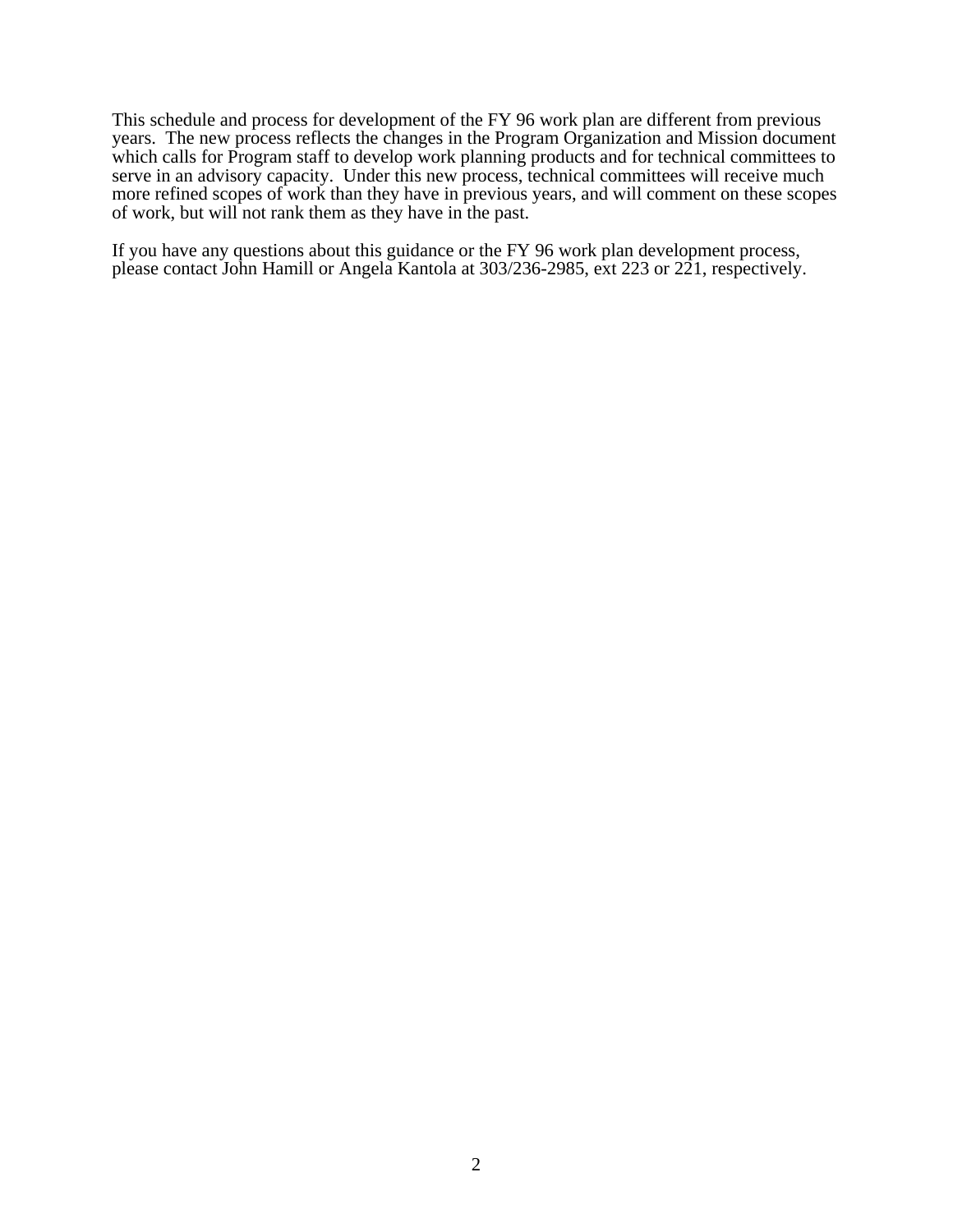This schedule and process for development of the FY 96 work plan are different from previous years. The new process reflects the changes in the Program Organization and Mission document which calls for Program staff to develop work planning products and for technical committees to serve in an advisory capacity. Under this new process, technical committees will receive much more refined scopes of work than they have in previous years, and will comment on these scopes of work, but will not rank them as they have in the past.

If you have any questions about this guidance or the FY 96 work plan development process, please contact John Hamill or Angela Kantola at 303/236-2985, ext 223 or 221, respectively.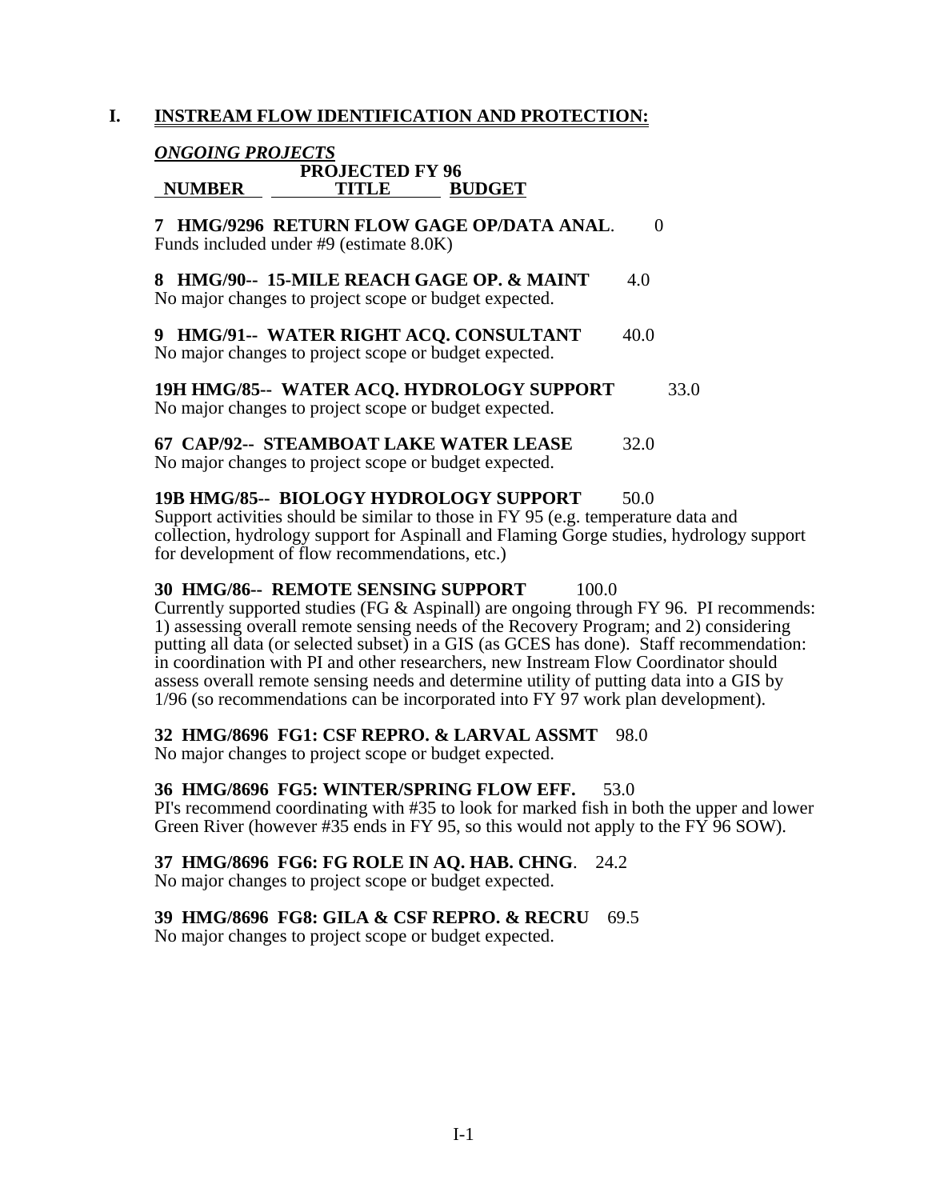## I. INSTREAM FLOW IDENTIFICATION AND PROTECTION:

***ONGOING PROJECTS***

| NUMBER | TITLE | PROJECTED FY 96 BUDGET |
|---|---|---|

**7 HMG/9296 RETURN FLOW GAGE OP/DATA ANAL**. 0
Funds included under #9 (estimate 8.0K)

**8 HMG/90-- 15-MILE REACH GAGE OP. & MAINT** 4.0
No major changes to project scope or budget expected.

**9 HMG/91-- WATER RIGHT ACQ. CONSULTANT** 40.0
No major changes to project scope or budget expected.

**19H HMG/85-- WATER ACQ. HYDROLOGY SUPPORT** 33.0
No major changes to project scope or budget expected.

**67 CAP/92-- STEAMBOAT LAKE WATER LEASE** 32.0
No major changes to project scope or budget expected.

**19B HMG/85-- BIOLOGY HYDROLOGY SUPPORT** 50.0
Support activities should be similar to those in FY 95 (e.g. temperature data and collection, hydrology support for Aspinall and Flaming Gorge studies, hydrology support for development of flow recommendations, etc.)

**30 HMG/86-- REMOTE SENSING SUPPORT** 100.0
Currently supported studies (FG & Aspinall) are ongoing through FY 96. PI recommends: 1) assessing overall remote sensing needs of the Recovery Program; and 2) considering putting all data (or selected subset) in a GIS (as GCES has done). Staff recommendation: in coordination with PI and other researchers, new Instream Flow Coordinator should assess overall remote sensing needs and determine utility of putting data into a GIS by 1/96 (so recommendations can be incorporated into FY 97 work plan development).

**32 HMG/8696 FG1: CSF REPRO. & LARVAL ASSMT** 98.0
No major changes to project scope or budget expected.

**36 HMG/8696 FG5: WINTER/SPRING FLOW EFF.** 53.0
PI's recommend coordinating with #35 to look for marked fish in both the upper and lower Green River (however #35 ends in FY 95, so this would not apply to the FY 96 SOW).

**37 HMG/8696 FG6: FG ROLE IN AQ. HAB. CHNG**. 24.2
No major changes to project scope or budget expected.

**39 HMG/8696 FG8: GILA & CSF REPRO. & RECRU** 69.5
No major changes to project scope or budget expected.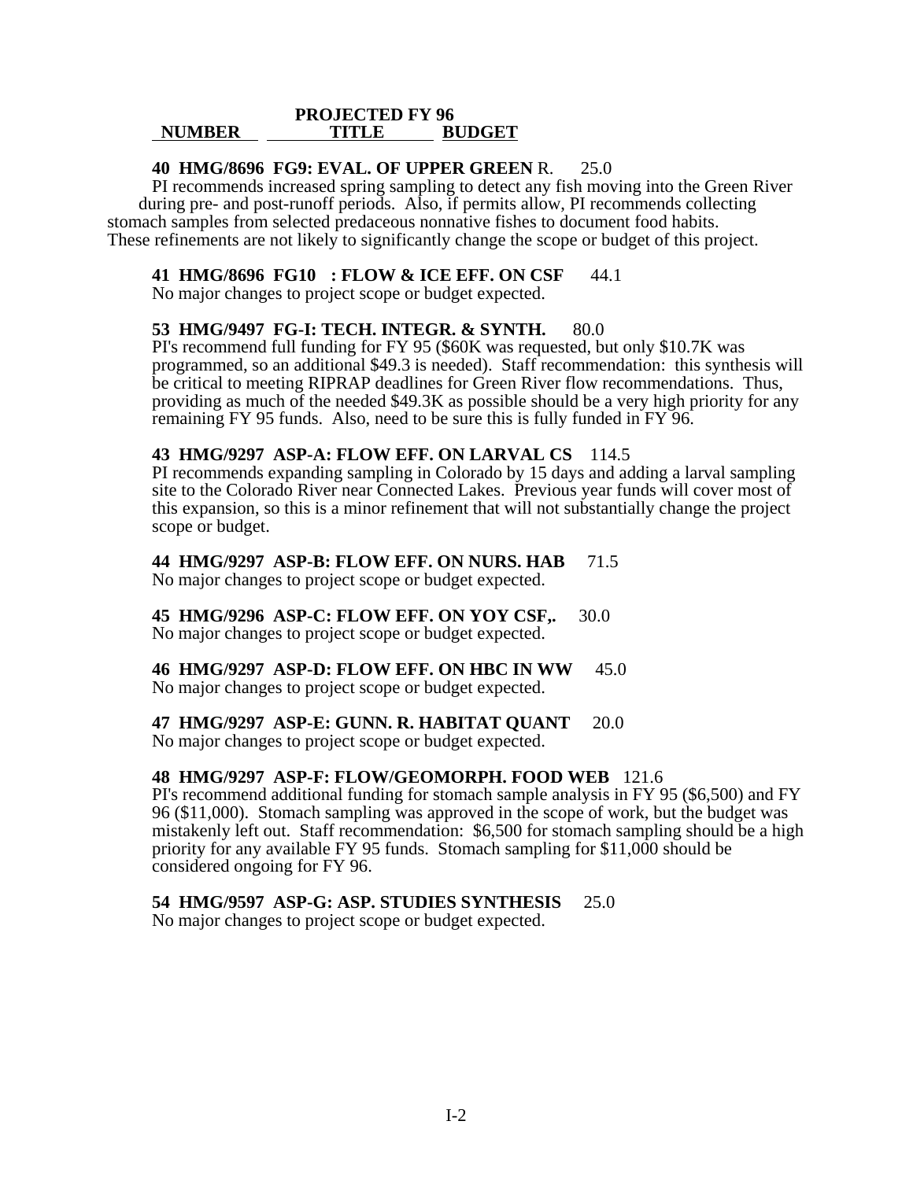| NUMBER | TITLE | PROJECTED FY 96 BUDGET |
|---|---|---|

**40 HMG/8696 FG9: EVAL. OF UPPER GREEN** R. 25.0

PI recommends increased spring sampling to detect any fish moving into the Green River during pre- and post-runoff periods. Also, if permits allow, PI recommends collecting stomach samples from selected predaceous nonnative fishes to document food habits. These refinements are not likely to significantly change the scope or budget of this project.

**41 HMG/8696 FG10 : FLOW & ICE EFF. ON CSF** 44.1

No major changes to project scope or budget expected.

**53 HMG/9497 FG-I: TECH. INTEGR. & SYNTH.** 80.0

PI's recommend full funding for FY 95 ($60K was requested, but only $10.7K was programmed, so an additional $49.3 is needed). Staff recommendation: this synthesis will be critical to meeting RIPRAP deadlines for Green River flow recommendations. Thus, providing as much of the needed $49.3K as possible should be a very high priority for any remaining FY 95 funds. Also, need to be sure this is fully funded in FY 96.

**43 HMG/9297 ASP-A: FLOW EFF. ON LARVAL CS** 114.5

PI recommends expanding sampling in Colorado by 15 days and adding a larval sampling site to the Colorado River near Connected Lakes. Previous year funds will cover most of this expansion, so this is a minor refinement that will not substantially change the project scope or budget.

**44 HMG/9297 ASP-B: FLOW EFF. ON NURS. HAB** 71.5

No major changes to project scope or budget expected.

**45 HMG/9296 ASP-C: FLOW EFF. ON YOY CSF,.** 30.0

No major changes to project scope or budget expected.

**46 HMG/9297 ASP-D: FLOW EFF. ON HBC IN WW** 45.0

No major changes to project scope or budget expected.

**47 HMG/9297 ASP-E: GUNN. R. HABITAT QUANT** 20.0

No major changes to project scope or budget expected.

**48 HMG/9297 ASP-F: FLOW/GEOMORPH. FOOD WEB** 121.6

PI's recommend additional funding for stomach sample analysis in FY 95 ($6,500) and FY 96 ($11,000). Stomach sampling was approved in the scope of work, but the budget was mistakenly left out. Staff recommendation: $6,500 for stomach sampling should be a high priority for any available FY 95 funds. Stomach sampling for $11,000 should be considered ongoing for FY 96.

**54 HMG/9597 ASP-G: ASP. STUDIES SYNTHESIS** 25.0

No major changes to project scope or budget expected.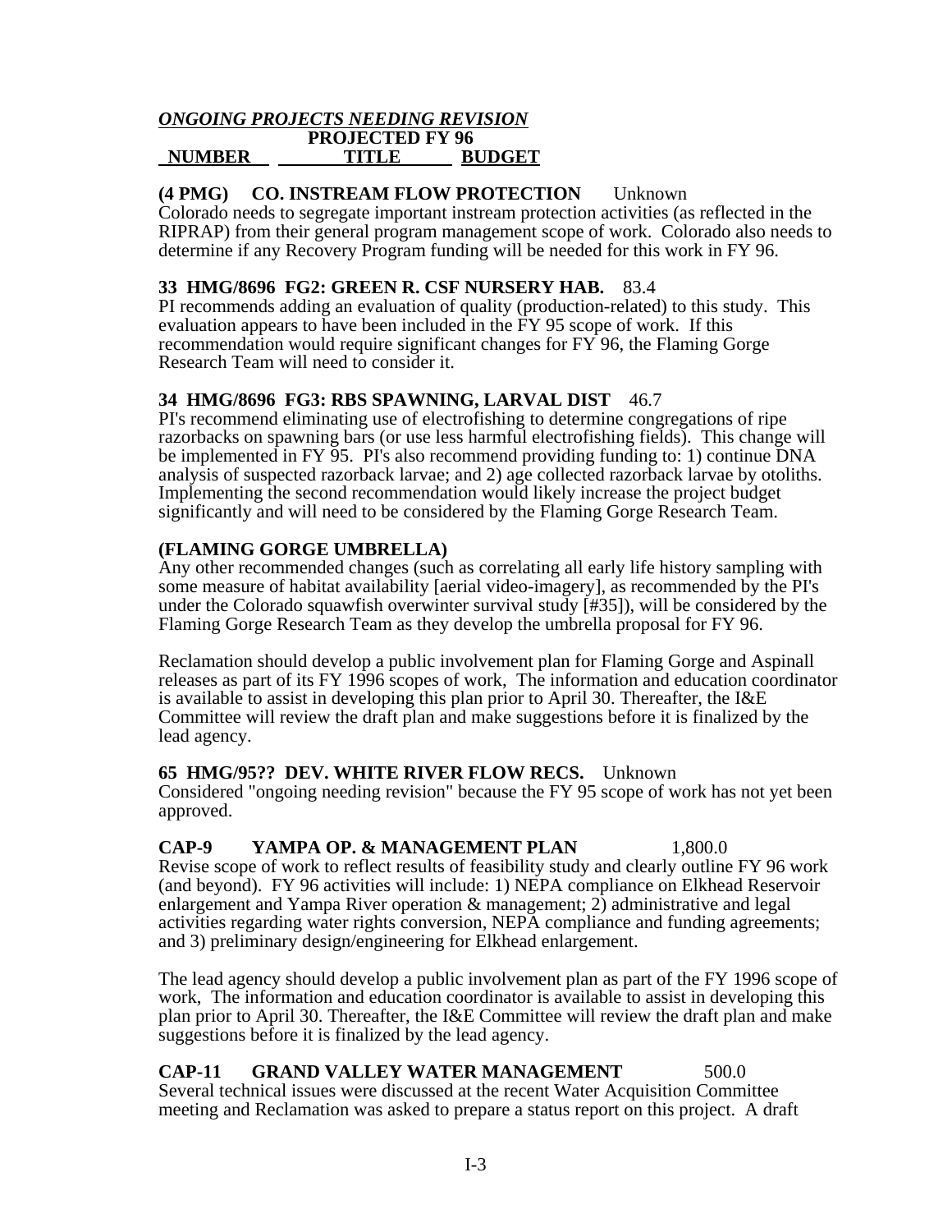***ONGOING PROJECTS NEEDING REVISION***

| NUMBER | TITLE | PROJECTED FY 96 BUDGET |
|---|---|---|

**(4 PMG) CO. INSTREAM FLOW PROTECTION** Unknown
Colorado needs to segregate important instream protection activities (as reflected in the RIPRAP) from their general program management scope of work. Colorado also needs to determine if any Recovery Program funding will be needed for this work in FY 96.

**33 HMG/8696 FG2: GREEN R. CSF NURSERY HAB.** 83.4
PI recommends adding an evaluation of quality (production-related) to this study. This evaluation appears to have been included in the FY 95 scope of work. If this recommendation would require significant changes for FY 96, the Flaming Gorge Research Team will need to consider it.

**34 HMG/8696 FG3: RBS SPAWNING, LARVAL DIST** 46.7
PI's recommend eliminating use of electrofishing to determine congregations of ripe razorbacks on spawning bars (or use less harmful electrofishing fields). This change will be implemented in FY 95. PI's also recommend providing funding to: 1) continue DNA analysis of suspected razorback larvae; and 2) age collected razorback larvae by otoliths. Implementing the second recommendation would likely increase the project budget significantly and will need to be considered by the Flaming Gorge Research Team.

**(FLAMING GORGE UMBRELLA)**
Any other recommended changes (such as correlating all early life history sampling with some measure of habitat availability [aerial video-imagery], as recommended by the PI's under the Colorado squawfish overwinter survival study [#35]), will be considered by the Flaming Gorge Research Team as they develop the umbrella proposal for FY 96.

Reclamation should develop a public involvement plan for Flaming Gorge and Aspinall releases as part of its FY 1996 scopes of work, The information and education coordinator is available to assist in developing this plan prior to April 30. Thereafter, the I&E Committee will review the draft plan and make suggestions before it is finalized by the lead agency.

**65 HMG/95?? DEV. WHITE RIVER FLOW RECS.** Unknown
Considered "ongoing needing revision" because the FY 95 scope of work has not yet been approved.

**CAP-9 YAMPA OP. & MANAGEMENT PLAN** 1,800.0
Revise scope of work to reflect results of feasibility study and clearly outline FY 96 work (and beyond). FY 96 activities will include: 1) NEPA compliance on Elkhead Reservoir enlargement and Yampa River operation & management; 2) administrative and legal activities regarding water rights conversion, NEPA compliance and funding agreements; and 3) preliminary design/engineering for Elkhead enlargement.

The lead agency should develop a public involvement plan as part of the FY 1996 scope of work, The information and education coordinator is available to assist in developing this plan prior to April 30. Thereafter, the I&E Committee will review the draft plan and make suggestions before it is finalized by the lead agency.

**CAP-11 GRAND VALLEY WATER MANAGEMENT** 500.0
Several technical issues were discussed at the recent Water Acquisition Committee meeting and Reclamation was asked to prepare a status report on this project. A draft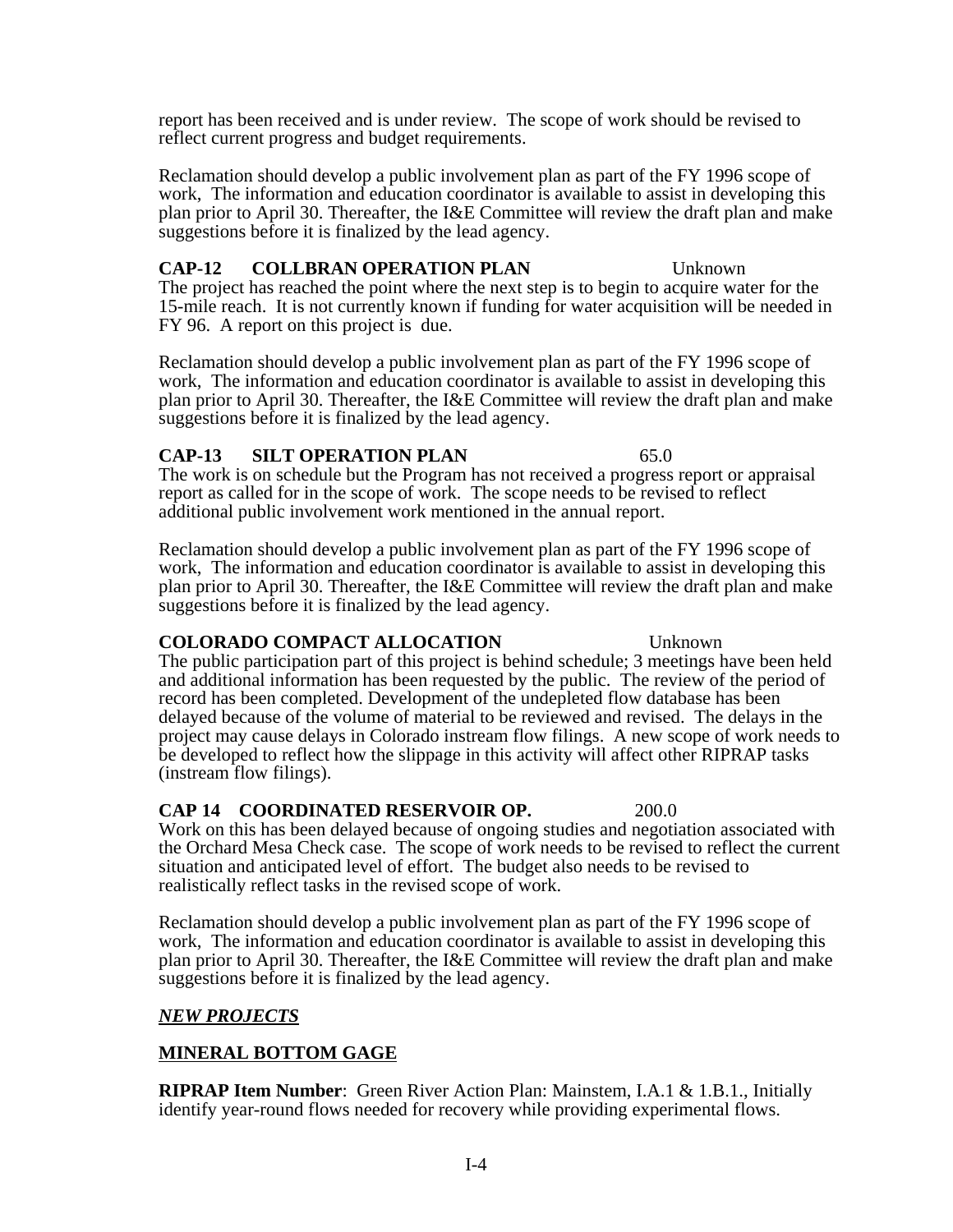report has been received and is under review. The scope of work should be revised to reflect current progress and budget requirements.

Reclamation should develop a public involvement plan as part of the FY 1996 scope of work, The information and education coordinator is available to assist in developing this plan prior to April 30. Thereafter, the I&E Committee will review the draft plan and make suggestions before it is finalized by the lead agency.

**CAP-12 COLLBRAN OPERATION PLAN** Unknown

The project has reached the point where the next step is to begin to acquire water for the 15-mile reach. It is not currently known if funding for water acquisition will be needed in FY 96. A report on this project is due.

Reclamation should develop a public involvement plan as part of the FY 1996 scope of work, The information and education coordinator is available to assist in developing this plan prior to April 30. Thereafter, the I&E Committee will review the draft plan and make suggestions before it is finalized by the lead agency.

**CAP-13 SILT OPERATION PLAN** 65.0

The work is on schedule but the Program has not received a progress report or appraisal report as called for in the scope of work. The scope needs to be revised to reflect additional public involvement work mentioned in the annual report.

Reclamation should develop a public involvement plan as part of the FY 1996 scope of work, The information and education coordinator is available to assist in developing this plan prior to April 30. Thereafter, the I&E Committee will review the draft plan and make suggestions before it is finalized by the lead agency.

**COLORADO COMPACT ALLOCATION** Unknown

The public participation part of this project is behind schedule; 3 meetings have been held and additional information has been requested by the public. The review of the period of record has been completed. Development of the undepleted flow database has been delayed because of the volume of material to be reviewed and revised. The delays in the project may cause delays in Colorado instream flow filings. A new scope of work needs to be developed to reflect how the slippage in this activity will affect other RIPRAP tasks (instream flow filings).

**CAP 14 COORDINATED RESERVOIR OP.** 200.0

Work on this has been delayed because of ongoing studies and negotiation associated with the Orchard Mesa Check case. The scope of work needs to be revised to reflect the current situation and anticipated level of effort. The budget also needs to be revised to realistically reflect tasks in the revised scope of work.

Reclamation should develop a public involvement plan as part of the FY 1996 scope of work, The information and education coordinator is available to assist in developing this plan prior to April 30. Thereafter, the I&E Committee will review the draft plan and make suggestions before it is finalized by the lead agency.

***NEW PROJECTS***

**MINERAL BOTTOM GAGE**

**RIPRAP Item Number**: Green River Action Plan: Mainstem, I.A.1 & 1.B.1., Initially identify year-round flows needed for recovery while providing experimental flows.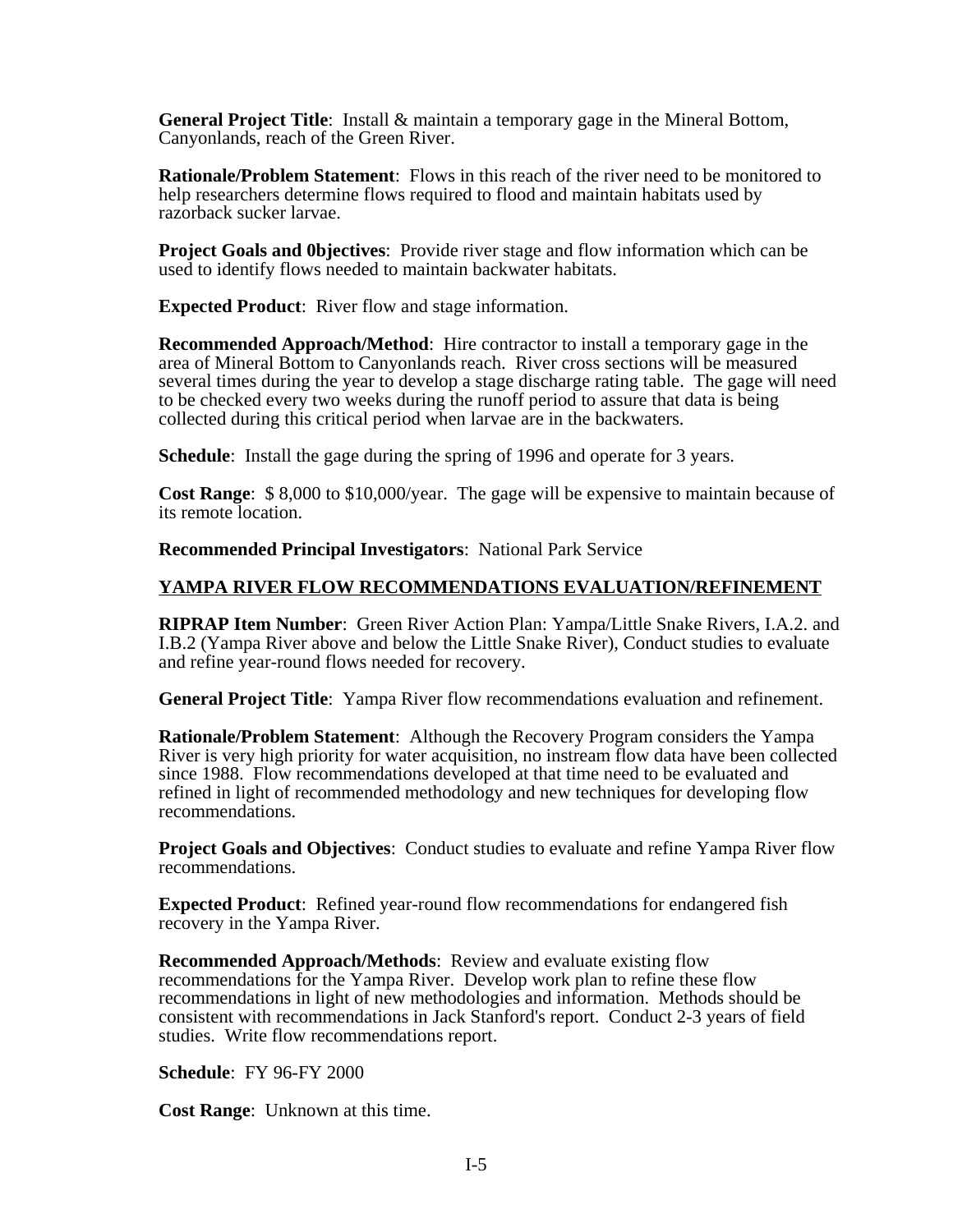**General Project Title**: Install & maintain a temporary gage in the Mineral Bottom, Canyonlands, reach of the Green River.

**Rationale/Problem Statement**: Flows in this reach of the river need to be monitored to help researchers determine flows required to flood and maintain habitats used by razorback sucker larvae.

**Project Goals and 0bjectives**: Provide river stage and flow information which can be used to identify flows needed to maintain backwater habitats.

**Expected Product**: River flow and stage information.

**Recommended Approach/Method**: Hire contractor to install a temporary gage in the area of Mineral Bottom to Canyonlands reach. River cross sections will be measured several times during the year to develop a stage discharge rating table. The gage will need to be checked every two weeks during the runoff period to assure that data is being collected during this critical period when larvae are in the backwaters.

**Schedule**: Install the gage during the spring of 1996 and operate for 3 years.

**Cost Range**: $ 8,000 to $10,000/year. The gage will be expensive to maintain because of its remote location.

**Recommended Principal Investigators**: National Park Service

## YAMPA RIVER FLOW RECOMMENDATIONS EVALUATION/REFINEMENT

**RIPRAP Item Number**: Green River Action Plan: Yampa/Little Snake Rivers, I.A.2. and I.B.2 (Yampa River above and below the Little Snake River), Conduct studies to evaluate and refine year-round flows needed for recovery.

**General Project Title**: Yampa River flow recommendations evaluation and refinement.

**Rationale/Problem Statement**: Although the Recovery Program considers the Yampa River is very high priority for water acquisition, no instream flow data have been collected since 1988. Flow recommendations developed at that time need to be evaluated and refined in light of recommended methodology and new techniques for developing flow recommendations.

**Project Goals and Objectives**: Conduct studies to evaluate and refine Yampa River flow recommendations.

**Expected Product**: Refined year-round flow recommendations for endangered fish recovery in the Yampa River.

**Recommended Approach/Methods**: Review and evaluate existing flow recommendations for the Yampa River. Develop work plan to refine these flow recommendations in light of new methodologies and information. Methods should be consistent with recommendations in Jack Stanford's report. Conduct 2-3 years of field studies. Write flow recommendations report.

**Schedule**: FY 96-FY 2000

**Cost Range**: Unknown at this time.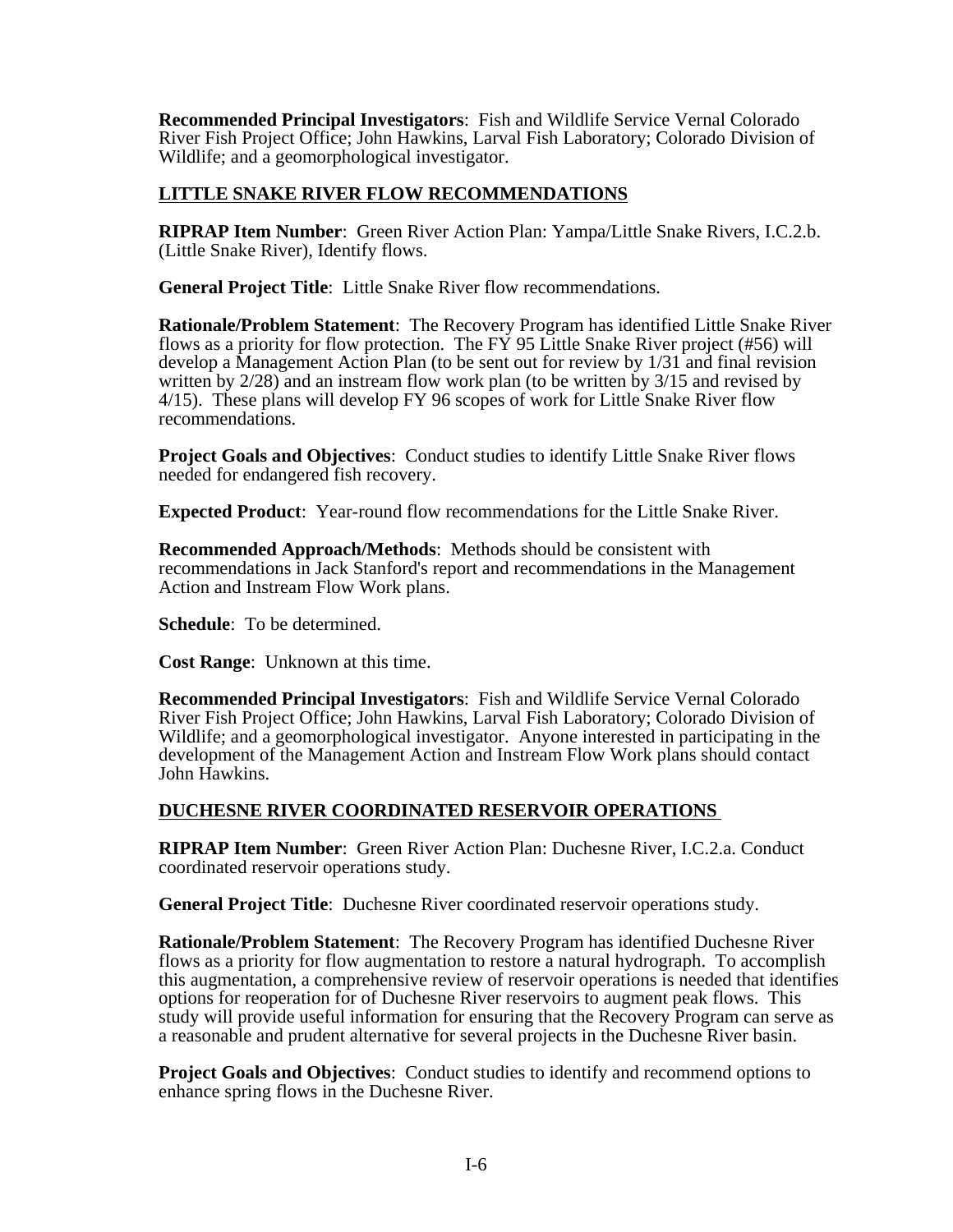**Recommended Principal Investigators**: Fish and Wildlife Service Vernal Colorado River Fish Project Office; John Hawkins, Larval Fish Laboratory; Colorado Division of Wildlife; and a geomorphological investigator.

## LITTLE SNAKE RIVER FLOW RECOMMENDATIONS

**RIPRAP Item Number**: Green River Action Plan: Yampa/Little Snake Rivers, I.C.2.b. (Little Snake River), Identify flows.

**General Project Title**: Little Snake River flow recommendations.

**Rationale/Problem Statement**: The Recovery Program has identified Little Snake River flows as a priority for flow protection. The FY 95 Little Snake River project (#56) will develop a Management Action Plan (to be sent out for review by 1/31 and final revision written by 2/28) and an instream flow work plan (to be written by 3/15 and revised by 4/15). These plans will develop FY 96 scopes of work for Little Snake River flow recommendations.

**Project Goals and Objectives**: Conduct studies to identify Little Snake River flows needed for endangered fish recovery.

**Expected Product**: Year-round flow recommendations for the Little Snake River.

**Recommended Approach/Methods**: Methods should be consistent with recommendations in Jack Stanford's report and recommendations in the Management Action and Instream Flow Work plans.

**Schedule**: To be determined.

**Cost Range**: Unknown at this time.

**Recommended Principal Investigators**: Fish and Wildlife Service Vernal Colorado River Fish Project Office; John Hawkins, Larval Fish Laboratory; Colorado Division of Wildlife; and a geomorphological investigator. Anyone interested in participating in the development of the Management Action and Instream Flow Work plans should contact John Hawkins.

## DUCHESNE RIVER COORDINATED RESERVOIR OPERATIONS

**RIPRAP Item Number**: Green River Action Plan: Duchesne River, I.C.2.a. Conduct coordinated reservoir operations study.

**General Project Title**: Duchesne River coordinated reservoir operations study.

**Rationale/Problem Statement**: The Recovery Program has identified Duchesne River flows as a priority for flow augmentation to restore a natural hydrograph. To accomplish this augmentation, a comprehensive review of reservoir operations is needed that identifies options for reoperation for of Duchesne River reservoirs to augment peak flows. This study will provide useful information for ensuring that the Recovery Program can serve as a reasonable and prudent alternative for several projects in the Duchesne River basin.

**Project Goals and Objectives**: Conduct studies to identify and recommend options to enhance spring flows in the Duchesne River.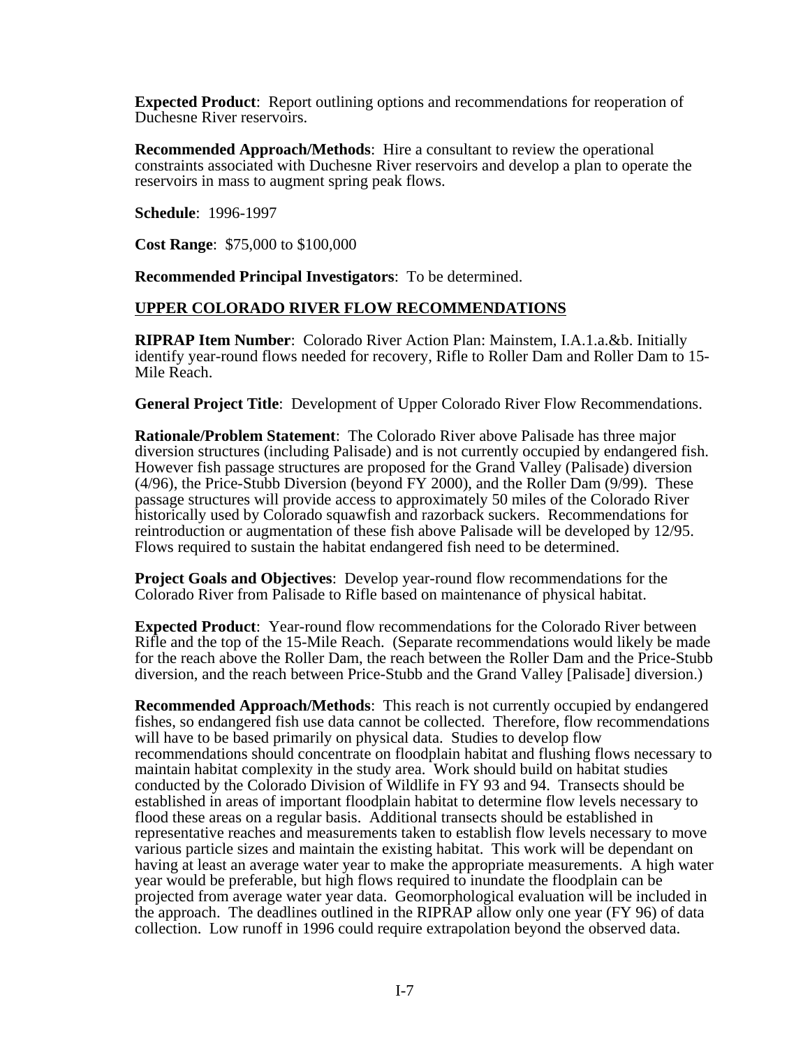**Expected Product**: Report outlining options and recommendations for reoperation of Duchesne River reservoirs.

**Recommended Approach/Methods**: Hire a consultant to review the operational constraints associated with Duchesne River reservoirs and develop a plan to operate the reservoirs in mass to augment spring peak flows.

**Schedule**: 1996-1997

**Cost Range**: $75,000 to $100,000

**Recommended Principal Investigators**: To be determined.

## UPPER COLORADO RIVER FLOW RECOMMENDATIONS

**RIPRAP Item Number**: Colorado River Action Plan: Mainstem, I.A.1.a.&b. Initially identify year-round flows needed for recovery, Rifle to Roller Dam and Roller Dam to 15-Mile Reach.

**General Project Title**: Development of Upper Colorado River Flow Recommendations.

**Rationale/Problem Statement**: The Colorado River above Palisade has three major diversion structures (including Palisade) and is not currently occupied by endangered fish. However fish passage structures are proposed for the Grand Valley (Palisade) diversion (4/96), the Price-Stubb Diversion (beyond FY 2000), and the Roller Dam (9/99). These passage structures will provide access to approximately 50 miles of the Colorado River historically used by Colorado squawfish and razorback suckers. Recommendations for reintroduction or augmentation of these fish above Palisade will be developed by 12/95. Flows required to sustain the habitat endangered fish need to be determined.

**Project Goals and Objectives**: Develop year-round flow recommendations for the Colorado River from Palisade to Rifle based on maintenance of physical habitat.

**Expected Product**: Year-round flow recommendations for the Colorado River between Rifle and the top of the 15-Mile Reach. (Separate recommendations would likely be made for the reach above the Roller Dam, the reach between the Roller Dam and the Price-Stubb diversion, and the reach between Price-Stubb and the Grand Valley [Palisade] diversion.)

**Recommended Approach/Methods**: This reach is not currently occupied by endangered fishes, so endangered fish use data cannot be collected. Therefore, flow recommendations will have to be based primarily on physical data. Studies to develop flow recommendations should concentrate on floodplain habitat and flushing flows necessary to maintain habitat complexity in the study area. Work should build on habitat studies conducted by the Colorado Division of Wildlife in FY 93 and 94. Transects should be established in areas of important floodplain habitat to determine flow levels necessary to flood these areas on a regular basis. Additional transects should be established in representative reaches and measurements taken to establish flow levels necessary to move various particle sizes and maintain the existing habitat. This work will be dependant on having at least an average water year to make the appropriate measurements. A high water year would be preferable, but high flows required to inundate the floodplain can be projected from average water year data. Geomorphological evaluation will be included in the approach. The deadlines outlined in the RIPRAP allow only one year (FY 96) of data collection. Low runoff in 1996 could require extrapolation beyond the observed data.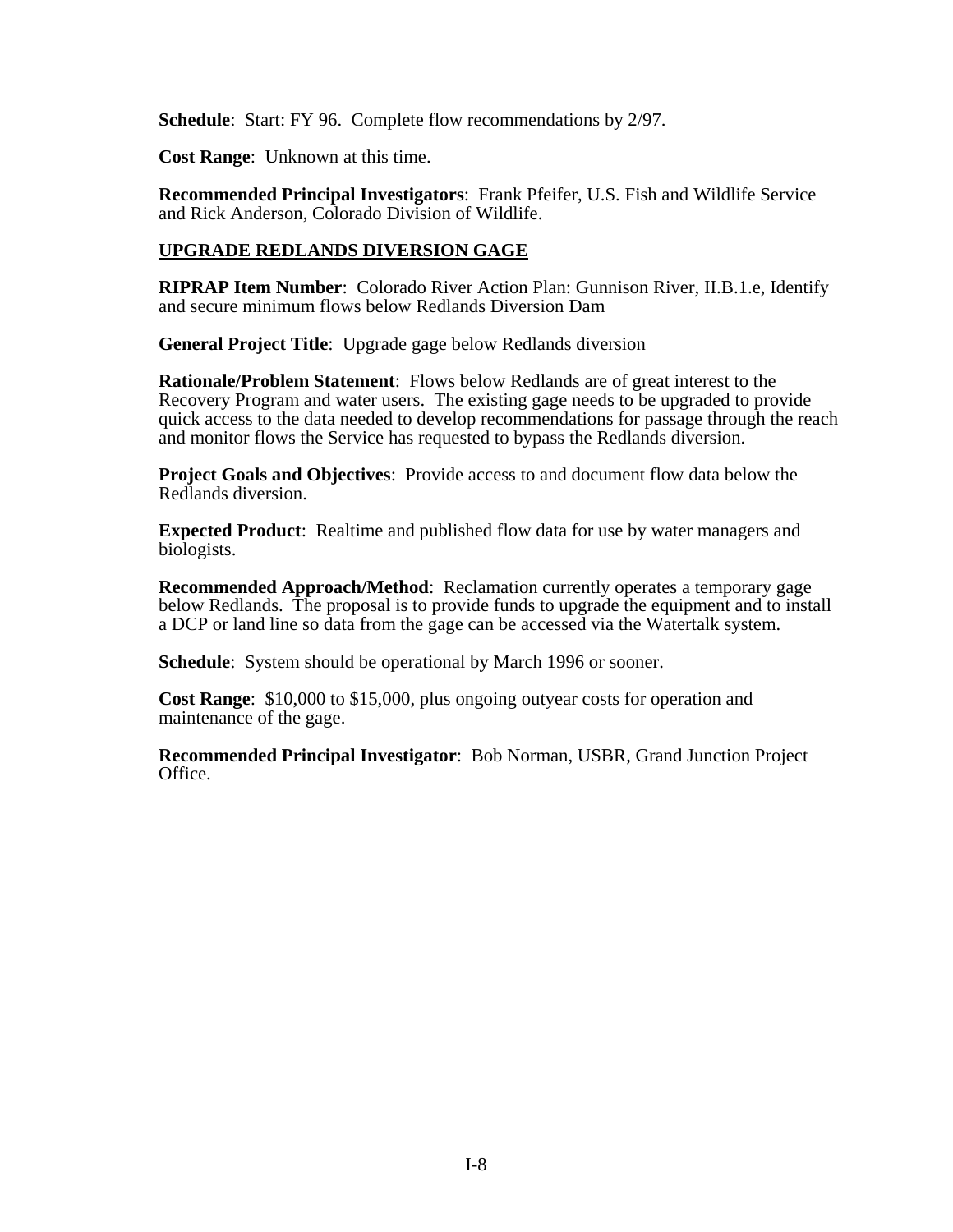**Schedule**: Start: FY 96. Complete flow recommendations by 2/97.

**Cost Range**: Unknown at this time.

**Recommended Principal Investigators**: Frank Pfeifer, U.S. Fish and Wildlife Service and Rick Anderson, Colorado Division of Wildlife.

**UPGRADE REDLANDS DIVERSION GAGE**

**RIPRAP Item Number**: Colorado River Action Plan: Gunnison River, II.B.1.e, Identify and secure minimum flows below Redlands Diversion Dam

**General Project Title**: Upgrade gage below Redlands diversion

**Rationale/Problem Statement**: Flows below Redlands are of great interest to the Recovery Program and water users. The existing gage needs to be upgraded to provide quick access to the data needed to develop recommendations for passage through the reach and monitor flows the Service has requested to bypass the Redlands diversion.

**Project Goals and Objectives**: Provide access to and document flow data below the Redlands diversion.

**Expected Product**: Realtime and published flow data for use by water managers and biologists.

**Recommended Approach/Method**: Reclamation currently operates a temporary gage below Redlands. The proposal is to provide funds to upgrade the equipment and to install a DCP or land line so data from the gage can be accessed via the Watertalk system.

**Schedule**: System should be operational by March 1996 or sooner.

**Cost Range**: $10,000 to $15,000, plus ongoing outyear costs for operation and maintenance of the gage.

**Recommended Principal Investigator**: Bob Norman, USBR, Grand Junction Project Office.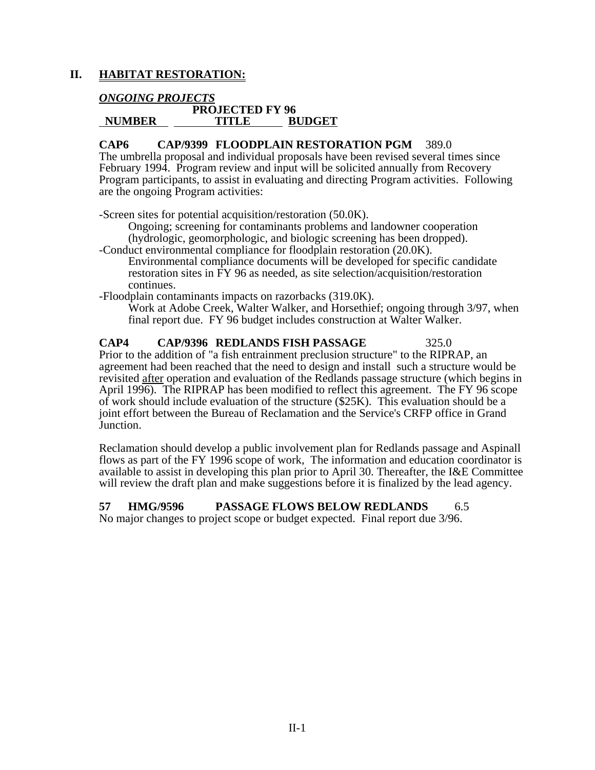## II. HABITAT RESTORATION:

### *ONGOING PROJECTS*

| NUMBER | TITLE | PROJECTED FY 96 BUDGET |
|---|---|---|

**CAP6 CAP/9399 FLOODPLAIN RESTORATION PGM** 389.0

The umbrella proposal and individual proposals have been revised several times since February 1994. Program review and input will be solicited annually from Recovery Program participants, to assist in evaluating and directing Program activities. Following are the ongoing Program activities:

-Screen sites for potential acquisition/restoration (50.0K).
    Ongoing; screening for contaminants problems and landowner cooperation (hydrologic, geomorphologic, and biologic screening has been dropped).

-Conduct environmental compliance for floodplain restoration (20.0K).
    Environmental compliance documents will be developed for specific candidate restoration sites in FY 96 as needed, as site selection/acquisition/restoration continues.

-Floodplain contaminants impacts on razorbacks (319.0K).
    Work at Adobe Creek, Walter Walker, and Horsethief; ongoing through 3/97, when final report due. FY 96 budget includes construction at Walter Walker.

**CAP4 CAP/9396 REDLANDS FISH PASSAGE** 325.0

Prior to the addition of "a fish entrainment preclusion structure" to the RIPRAP, an agreement had been reached that the need to design and install such a structure would be revisited after operation and evaluation of the Redlands passage structure (which begins in April 1996). The RIPRAP has been modified to reflect this agreement. The FY 96 scope of work should include evaluation of the structure ($25K). This evaluation should be a joint effort between the Bureau of Reclamation and the Service's CRFP office in Grand Junction.

Reclamation should develop a public involvement plan for Redlands passage and Aspinall flows as part of the FY 1996 scope of work, The information and education coordinator is available to assist in developing this plan prior to April 30. Thereafter, the I&E Committee will review the draft plan and make suggestions before it is finalized by the lead agency.

**57 HMG/9596 PASSAGE FLOWS BELOW REDLANDS** 6.5

No major changes to project scope or budget expected. Final report due 3/96.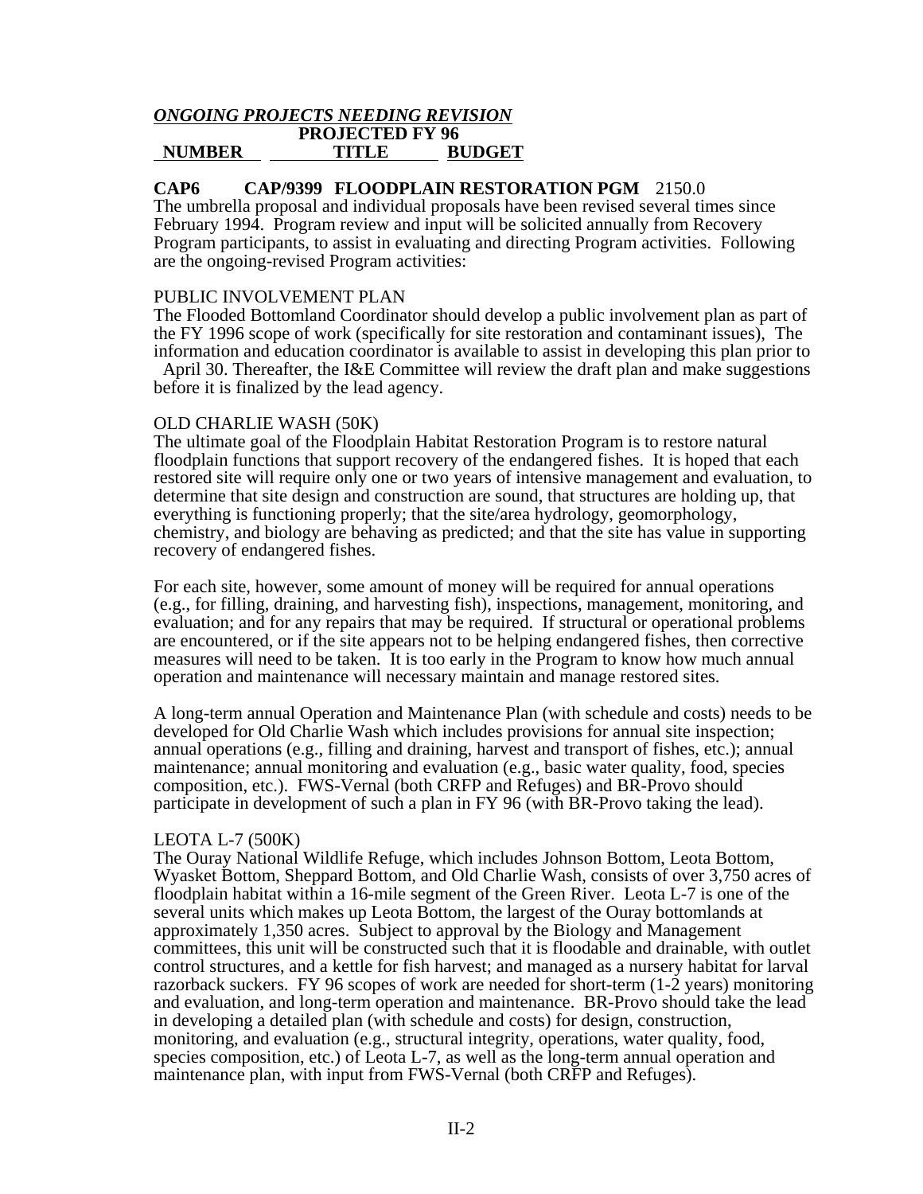***ONGOING PROJECTS NEEDING REVISION***

| NUMBER | TITLE | PROJECTED FY 96 BUDGET |
|---|---|---|

**CAP6 CAP/9399 FLOODPLAIN RESTORATION PGM** 2150.0

The umbrella proposal and individual proposals have been revised several times since February 1994. Program review and input will be solicited annually from Recovery Program participants, to assist in evaluating and directing Program activities. Following are the ongoing-revised Program activities:

PUBLIC INVOLVEMENT PLAN

The Flooded Bottomland Coordinator should develop a public involvement plan as part of the FY 1996 scope of work (specifically for site restoration and contaminant issues), The information and education coordinator is available to assist in developing this plan prior to April 30. Thereafter, the I&E Committee will review the draft plan and make suggestions before it is finalized by the lead agency.

OLD CHARLIE WASH (50K)

The ultimate goal of the Floodplain Habitat Restoration Program is to restore natural floodplain functions that support recovery of the endangered fishes. It is hoped that each restored site will require only one or two years of intensive management and evaluation, to determine that site design and construction are sound, that structures are holding up, that everything is functioning properly; that the site/area hydrology, geomorphology, chemistry, and biology are behaving as predicted; and that the site has value in supporting recovery of endangered fishes.

For each site, however, some amount of money will be required for annual operations (e.g., for filling, draining, and harvesting fish), inspections, management, monitoring, and evaluation; and for any repairs that may be required. If structural or operational problems are encountered, or if the site appears not to be helping endangered fishes, then corrective measures will need to be taken. It is too early in the Program to know how much annual operation and maintenance will necessary maintain and manage restored sites.

A long-term annual Operation and Maintenance Plan (with schedule and costs) needs to be developed for Old Charlie Wash which includes provisions for annual site inspection; annual operations (e.g., filling and draining, harvest and transport of fishes, etc.); annual maintenance; annual monitoring and evaluation (e.g., basic water quality, food, species composition, etc.). FWS-Vernal (both CRFP and Refuges) and BR-Provo should participate in development of such a plan in FY 96 (with BR-Provo taking the lead).

LEOTA L-7 (500K)

The Ouray National Wildlife Refuge, which includes Johnson Bottom, Leota Bottom, Wyasket Bottom, Sheppard Bottom, and Old Charlie Wash, consists of over 3,750 acres of floodplain habitat within a 16-mile segment of the Green River. Leota L-7 is one of the several units which makes up Leota Bottom, the largest of the Ouray bottomlands at approximately 1,350 acres. Subject to approval by the Biology and Management committees, this unit will be constructed such that it is floodable and drainable, with outlet control structures, and a kettle for fish harvest; and managed as a nursery habitat for larval razorback suckers. FY 96 scopes of work are needed for short-term (1-2 years) monitoring and evaluation, and long-term operation and maintenance. BR-Provo should take the lead in developing a detailed plan (with schedule and costs) for design, construction, monitoring, and evaluation (e.g., structural integrity, operations, water quality, food, species composition, etc.) of Leota L-7, as well as the long-term annual operation and maintenance plan, with input from FWS-Vernal (both CRFP and Refuges).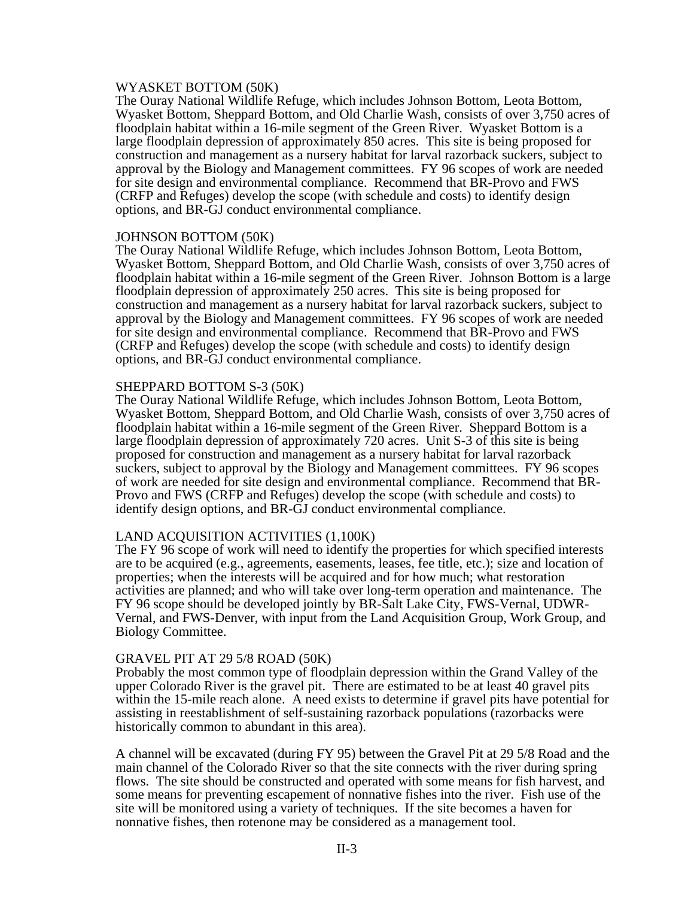WYASKET BOTTOM (50K)
The Ouray National Wildlife Refuge, which includes Johnson Bottom, Leota Bottom, Wyasket Bottom, Sheppard Bottom, and Old Charlie Wash, consists of over 3,750 acres of floodplain habitat within a 16-mile segment of the Green River. Wyasket Bottom is a large floodplain depression of approximately 850 acres. This site is being proposed for construction and management as a nursery habitat for larval razorback suckers, subject to approval by the Biology and Management committees. FY 96 scopes of work are needed for site design and environmental compliance. Recommend that BR-Provo and FWS (CRFP and Refuges) develop the scope (with schedule and costs) to identify design options, and BR-GJ conduct environmental compliance.

JOHNSON BOTTOM (50K)
The Ouray National Wildlife Refuge, which includes Johnson Bottom, Leota Bottom, Wyasket Bottom, Sheppard Bottom, and Old Charlie Wash, consists of over 3,750 acres of floodplain habitat within a 16-mile segment of the Green River. Johnson Bottom is a large floodplain depression of approximately 250 acres. This site is being proposed for construction and management as a nursery habitat for larval razorback suckers, subject to approval by the Biology and Management committees. FY 96 scopes of work are needed for site design and environmental compliance. Recommend that BR-Provo and FWS (CRFP and Refuges) develop the scope (with schedule and costs) to identify design options, and BR-GJ conduct environmental compliance.

SHEPPARD BOTTOM S-3 (50K)
The Ouray National Wildlife Refuge, which includes Johnson Bottom, Leota Bottom, Wyasket Bottom, Sheppard Bottom, and Old Charlie Wash, consists of over 3,750 acres of floodplain habitat within a 16-mile segment of the Green River. Sheppard Bottom is a large floodplain depression of approximately 720 acres. Unit S-3 of this site is being proposed for construction and management as a nursery habitat for larval razorback suckers, subject to approval by the Biology and Management committees. FY 96 scopes of work are needed for site design and environmental compliance. Recommend that BR-Provo and FWS (CRFP and Refuges) develop the scope (with schedule and costs) to identify design options, and BR-GJ conduct environmental compliance.

LAND ACQUISITION ACTIVITIES (1,100K)
The FY 96 scope of work will need to identify the properties for which specified interests are to be acquired (e.g., agreements, easements, leases, fee title, etc.); size and location of properties; when the interests will be acquired and for how much; what restoration activities are planned; and who will take over long-term operation and maintenance. The FY 96 scope should be developed jointly by BR-Salt Lake City, FWS-Vernal, UDWR-Vernal, and FWS-Denver, with input from the Land Acquisition Group, Work Group, and Biology Committee.

GRAVEL PIT AT 29 5/8 ROAD (50K)
Probably the most common type of floodplain depression within the Grand Valley of the upper Colorado River is the gravel pit. There are estimated to be at least 40 gravel pits within the 15-mile reach alone. A need exists to determine if gravel pits have potential for assisting in reestablishment of self-sustaining razorback populations (razorbacks were historically common to abundant in this area).

A channel will be excavated (during FY 95) between the Gravel Pit at 29 5/8 Road and the main channel of the Colorado River so that the site connects with the river during spring flows. The site should be constructed and operated with some means for fish harvest, and some means for preventing escapement of nonnative fishes into the river. Fish use of the site will be monitored using a variety of techniques. If the site becomes a haven for nonnative fishes, then rotenone may be considered as a management tool.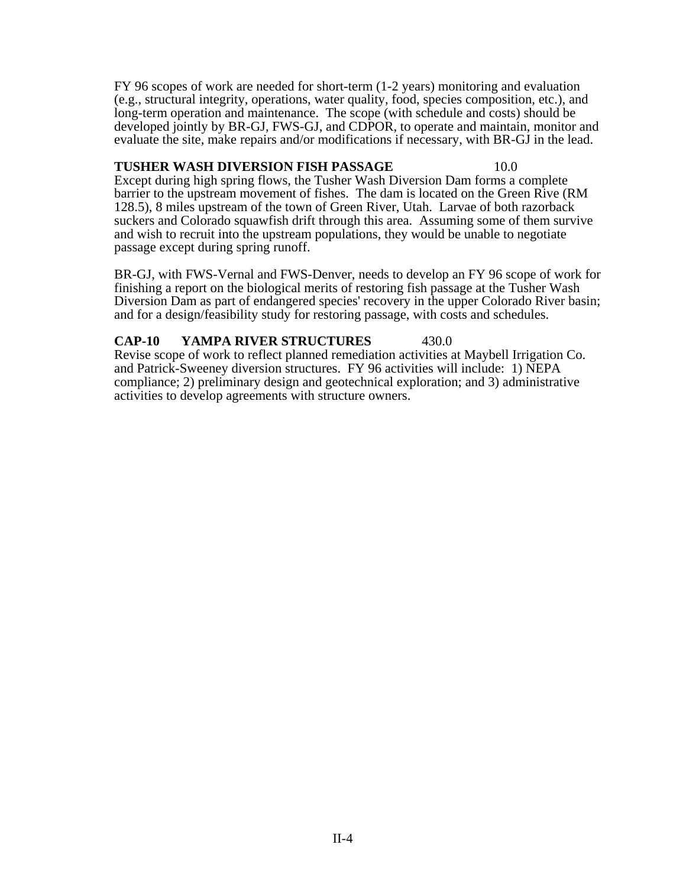FY 96 scopes of work are needed for short-term (1-2 years) monitoring and evaluation (e.g., structural integrity, operations, water quality, food, species composition, etc.), and long-term operation and maintenance. The scope (with schedule and costs) should be developed jointly by BR-GJ, FWS-GJ, and CDPOR, to operate and maintain, monitor and evaluate the site, make repairs and/or modifications if necessary, with BR-GJ in the lead.

**TUSHER WASH DIVERSION FISH PASSAGE** 10.0

Except during high spring flows, the Tusher Wash Diversion Dam forms a complete barrier to the upstream movement of fishes. The dam is located on the Green Rive (RM 128.5), 8 miles upstream of the town of Green River, Utah. Larvae of both razorback suckers and Colorado squawfish drift through this area. Assuming some of them survive and wish to recruit into the upstream populations, they would be unable to negotiate passage except during spring runoff.

BR-GJ, with FWS-Vernal and FWS-Denver, needs to develop an FY 96 scope of work for finishing a report on the biological merits of restoring fish passage at the Tusher Wash Diversion Dam as part of endangered species' recovery in the upper Colorado River basin; and for a design/feasibility study for restoring passage, with costs and schedules.

**CAP-10 YAMPA RIVER STRUCTURES** 430.0

Revise scope of work to reflect planned remediation activities at Maybell Irrigation Co. and Patrick-Sweeney diversion structures. FY 96 activities will include: 1) NEPA compliance; 2) preliminary design and geotechnical exploration; and 3) administrative activities to develop agreements with structure owners.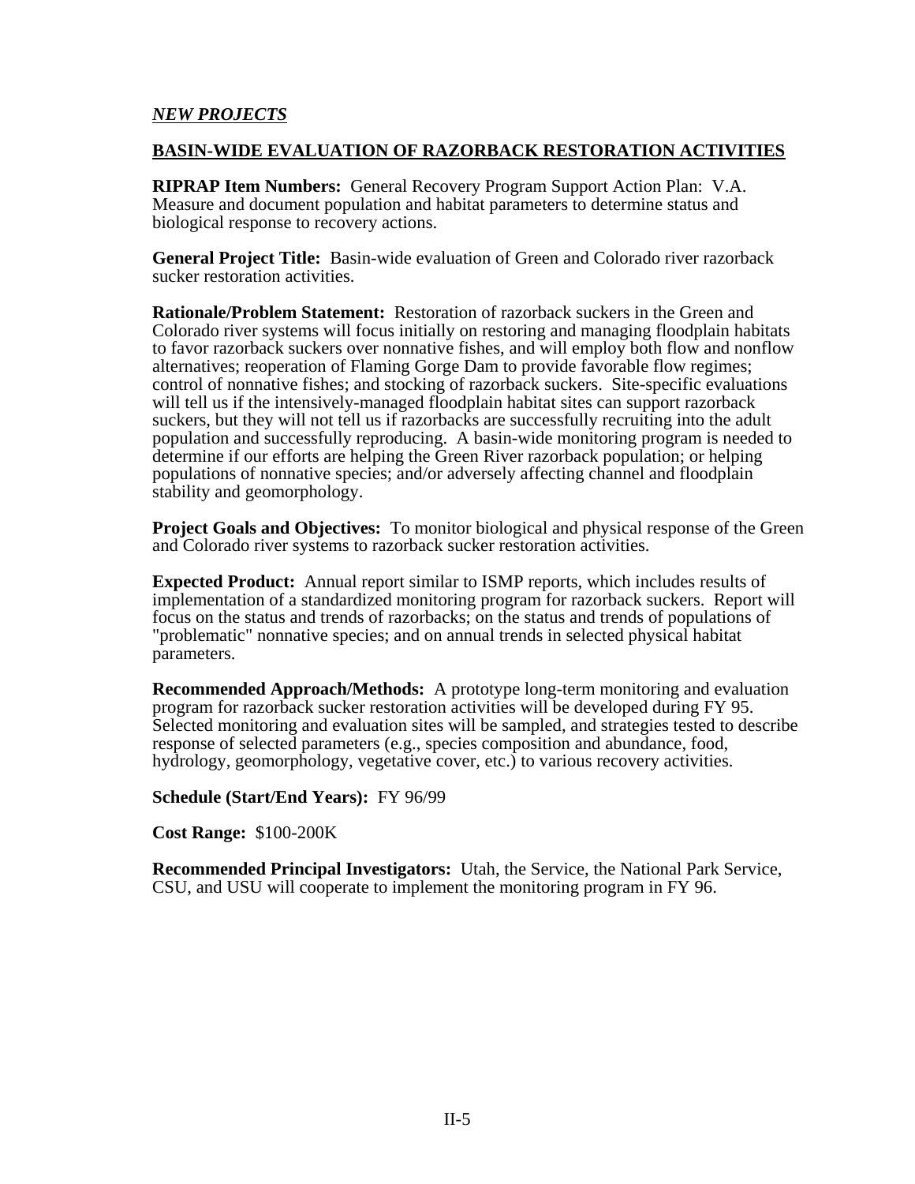*NEW PROJECTS*

## BASIN-WIDE EVALUATION OF RAZORBACK RESTORATION ACTIVITIES

**RIPRAP Item Numbers:** General Recovery Program Support Action Plan: V.A. Measure and document population and habitat parameters to determine status and biological response to recovery actions.

**General Project Title:** Basin-wide evaluation of Green and Colorado river razorback sucker restoration activities.

**Rationale/Problem Statement:** Restoration of razorback suckers in the Green and Colorado river systems will focus initially on restoring and managing floodplain habitats to favor razorback suckers over nonnative fishes, and will employ both flow and nonflow alternatives; reoperation of Flaming Gorge Dam to provide favorable flow regimes; control of nonnative fishes; and stocking of razorback suckers. Site-specific evaluations will tell us if the intensively-managed floodplain habitat sites can support razorback suckers, but they will not tell us if razorbacks are successfully recruiting into the adult population and successfully reproducing. A basin-wide monitoring program is needed to determine if our efforts are helping the Green River razorback population; or helping populations of nonnative species; and/or adversely affecting channel and floodplain stability and geomorphology.

**Project Goals and Objectives:** To monitor biological and physical response of the Green and Colorado river systems to razorback sucker restoration activities.

**Expected Product:** Annual report similar to ISMP reports, which includes results of implementation of a standardized monitoring program for razorback suckers. Report will focus on the status and trends of razorbacks; on the status and trends of populations of "problematic" nonnative species; and on annual trends in selected physical habitat parameters.

**Recommended Approach/Methods:** A prototype long-term monitoring and evaluation program for razorback sucker restoration activities will be developed during FY 95. Selected monitoring and evaluation sites will be sampled, and strategies tested to describe response of selected parameters (e.g., species composition and abundance, food, hydrology, geomorphology, vegetative cover, etc.) to various recovery activities.

**Schedule (Start/End Years):** FY 96/99

**Cost Range:** $100-200K

**Recommended Principal Investigators:** Utah, the Service, the National Park Service, CSU, and USU will cooperate to implement the monitoring program in FY 96.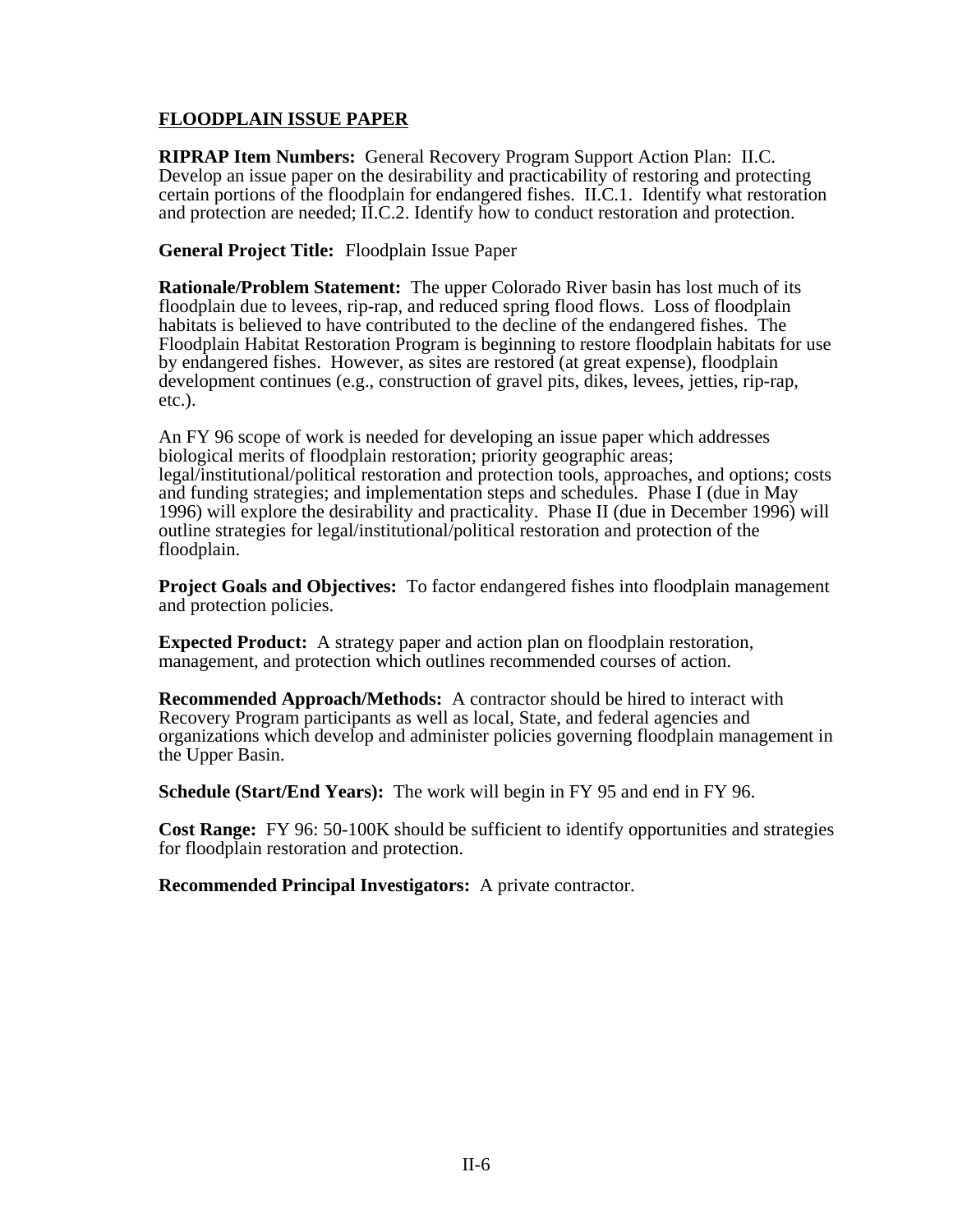**FLOODPLAIN ISSUE PAPER**

**RIPRAP Item Numbers:** General Recovery Program Support Action Plan: II.C. Develop an issue paper on the desirability and practicability of restoring and protecting certain portions of the floodplain for endangered fishes. II.C.1. Identify what restoration and protection are needed; II.C.2. Identify how to conduct restoration and protection.

**General Project Title:** Floodplain Issue Paper

**Rationale/Problem Statement:** The upper Colorado River basin has lost much of its floodplain due to levees, rip-rap, and reduced spring flood flows. Loss of floodplain habitats is believed to have contributed to the decline of the endangered fishes. The Floodplain Habitat Restoration Program is beginning to restore floodplain habitats for use by endangered fishes. However, as sites are restored (at great expense), floodplain development continues (e.g., construction of gravel pits, dikes, levees, jetties, rip-rap, etc.).

An FY 96 scope of work is needed for developing an issue paper which addresses biological merits of floodplain restoration; priority geographic areas; legal/institutional/political restoration and protection tools, approaches, and options; costs and funding strategies; and implementation steps and schedules. Phase I (due in May 1996) will explore the desirability and practicality. Phase II (due in December 1996) will outline strategies for legal/institutional/political restoration and protection of the floodplain.

**Project Goals and Objectives:** To factor endangered fishes into floodplain management and protection policies.

**Expected Product:** A strategy paper and action plan on floodplain restoration, management, and protection which outlines recommended courses of action.

**Recommended Approach/Methods:** A contractor should be hired to interact with Recovery Program participants as well as local, State, and federal agencies and organizations which develop and administer policies governing floodplain management in the Upper Basin.

**Schedule (Start/End Years):** The work will begin in FY 95 and end in FY 96.

**Cost Range:** FY 96: 50-100K should be sufficient to identify opportunities and strategies for floodplain restoration and protection.

**Recommended Principal Investigators:** A private contractor.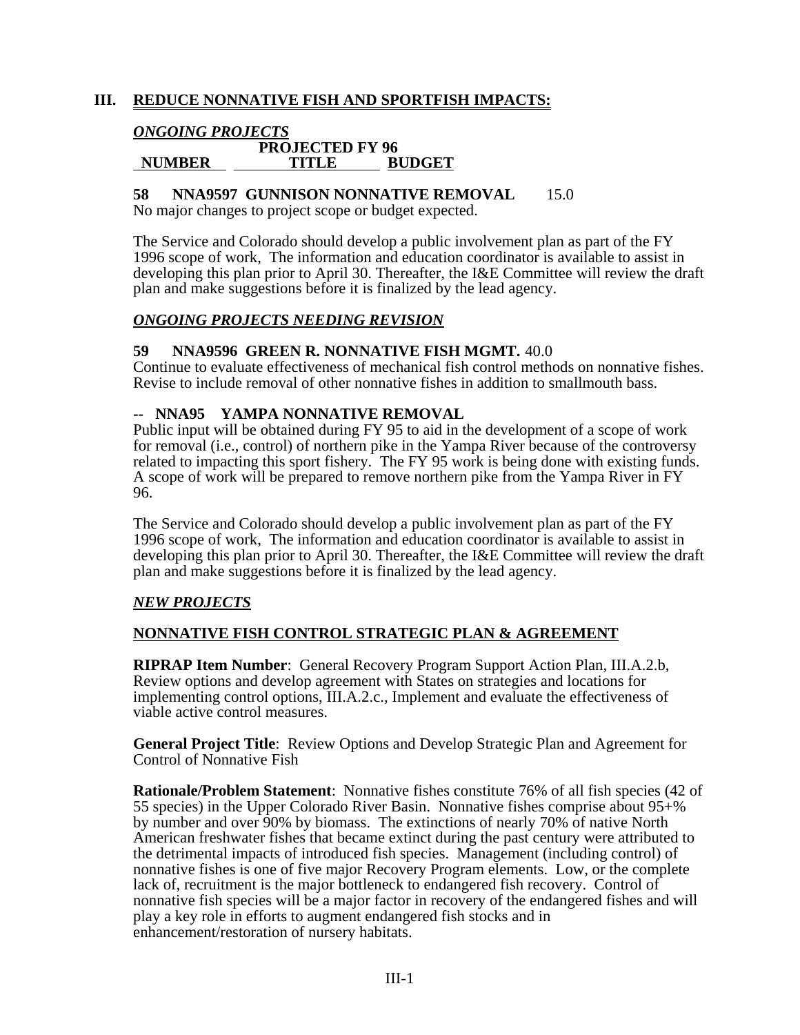## III. REDUCE NONNATIVE FISH AND SPORTFISH IMPACTS:

### *ONGOING PROJECTS*

| NUMBER | TITLE | PROJECTED FY 96 BUDGET |
|---|---|---|

**58 NNA9597 GUNNISON NONNATIVE REMOVAL** 15.0
No major changes to project scope or budget expected.

The Service and Colorado should develop a public involvement plan as part of the FY 1996 scope of work, The information and education coordinator is available to assist in developing this plan prior to April 30. Thereafter, the I&E Committee will review the draft plan and make suggestions before it is finalized by the lead agency.

### *ONGOING PROJECTS NEEDING REVISION*

**59 NNA9596 GREEN R. NONNATIVE FISH MGMT.** 40.0
Continue to evaluate effectiveness of mechanical fish control methods on nonnative fishes. Revise to include removal of other nonnative fishes in addition to smallmouth bass.

**-- NNA95 YAMPA NONNATIVE REMOVAL**
Public input will be obtained during FY 95 to aid in the development of a scope of work for removal (i.e., control) of northern pike in the Yampa River because of the controversy related to impacting this sport fishery. The FY 95 work is being done with existing funds. A scope of work will be prepared to remove northern pike from the Yampa River in FY 96.

The Service and Colorado should develop a public involvement plan as part of the FY 1996 scope of work, The information and education coordinator is available to assist in developing this plan prior to April 30. Thereafter, the I&E Committee will review the draft plan and make suggestions before it is finalized by the lead agency.

### *NEW PROJECTS*

### NONNATIVE FISH CONTROL STRATEGIC PLAN & AGREEMENT

**RIPRAP Item Number**: General Recovery Program Support Action Plan, III.A.2.b, Review options and develop agreement with States on strategies and locations for implementing control options, III.A.2.c., Implement and evaluate the effectiveness of viable active control measures.

**General Project Title**: Review Options and Develop Strategic Plan and Agreement for Control of Nonnative Fish

**Rationale/Problem Statement**: Nonnative fishes constitute 76% of all fish species (42 of 55 species) in the Upper Colorado River Basin. Nonnative fishes comprise about 95+% by number and over 90% by biomass. The extinctions of nearly 70% of native North American freshwater fishes that became extinct during the past century were attributed to the detrimental impacts of introduced fish species. Management (including control) of nonnative fishes is one of five major Recovery Program elements. Low, or the complete lack of, recruitment is the major bottleneck to endangered fish recovery. Control of nonnative fish species will be a major factor in recovery of the endangered fishes and will play a key role in efforts to augment endangered fish stocks and in enhancement/restoration of nursery habitats.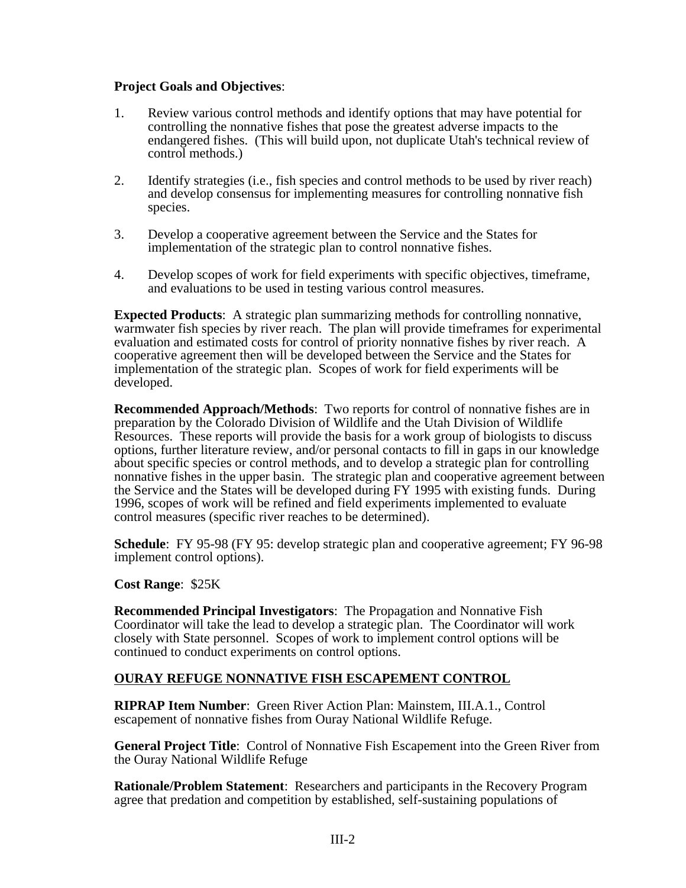**Project Goals and Objectives**:

1. Review various control methods and identify options that may have potential for controlling the nonnative fishes that pose the greatest adverse impacts to the endangered fishes. (This will build upon, not duplicate Utah's technical review of control methods.)

2. Identify strategies (i.e., fish species and control methods to be used by river reach) and develop consensus for implementing measures for controlling nonnative fish species.

3. Develop a cooperative agreement between the Service and the States for implementation of the strategic plan to control nonnative fishes.

4. Develop scopes of work for field experiments with specific objectives, timeframe, and evaluations to be used in testing various control measures.

**Expected Products**: A strategic plan summarizing methods for controlling nonnative, warmwater fish species by river reach. The plan will provide timeframes for experimental evaluation and estimated costs for control of priority nonnative fishes by river reach. A cooperative agreement then will be developed between the Service and the States for implementation of the strategic plan. Scopes of work for field experiments will be developed.

**Recommended Approach/Methods**: Two reports for control of nonnative fishes are in preparation by the Colorado Division of Wildlife and the Utah Division of Wildlife Resources. These reports will provide the basis for a work group of biologists to discuss options, further literature review, and/or personal contacts to fill in gaps in our knowledge about specific species or control methods, and to develop a strategic plan for controlling nonnative fishes in the upper basin. The strategic plan and cooperative agreement between the Service and the States will be developed during FY 1995 with existing funds. During 1996, scopes of work will be refined and field experiments implemented to evaluate control measures (specific river reaches to be determined).

**Schedule**: FY 95-98 (FY 95: develop strategic plan and cooperative agreement; FY 96-98 implement control options).

**Cost Range**: $25K

**Recommended Principal Investigators**: The Propagation and Nonnative Fish Coordinator will take the lead to develop a strategic plan. The Coordinator will work closely with State personnel. Scopes of work to implement control options will be continued to conduct experiments on control options.

## OURAY REFUGE NONNATIVE FISH ESCAPEMENT CONTROL

**RIPRAP Item Number**: Green River Action Plan: Mainstem, III.A.1., Control escapement of nonnative fishes from Ouray National Wildlife Refuge.

**General Project Title**: Control of Nonnative Fish Escapement into the Green River from the Ouray National Wildlife Refuge

**Rationale/Problem Statement**: Researchers and participants in the Recovery Program agree that predation and competition by established, self-sustaining populations of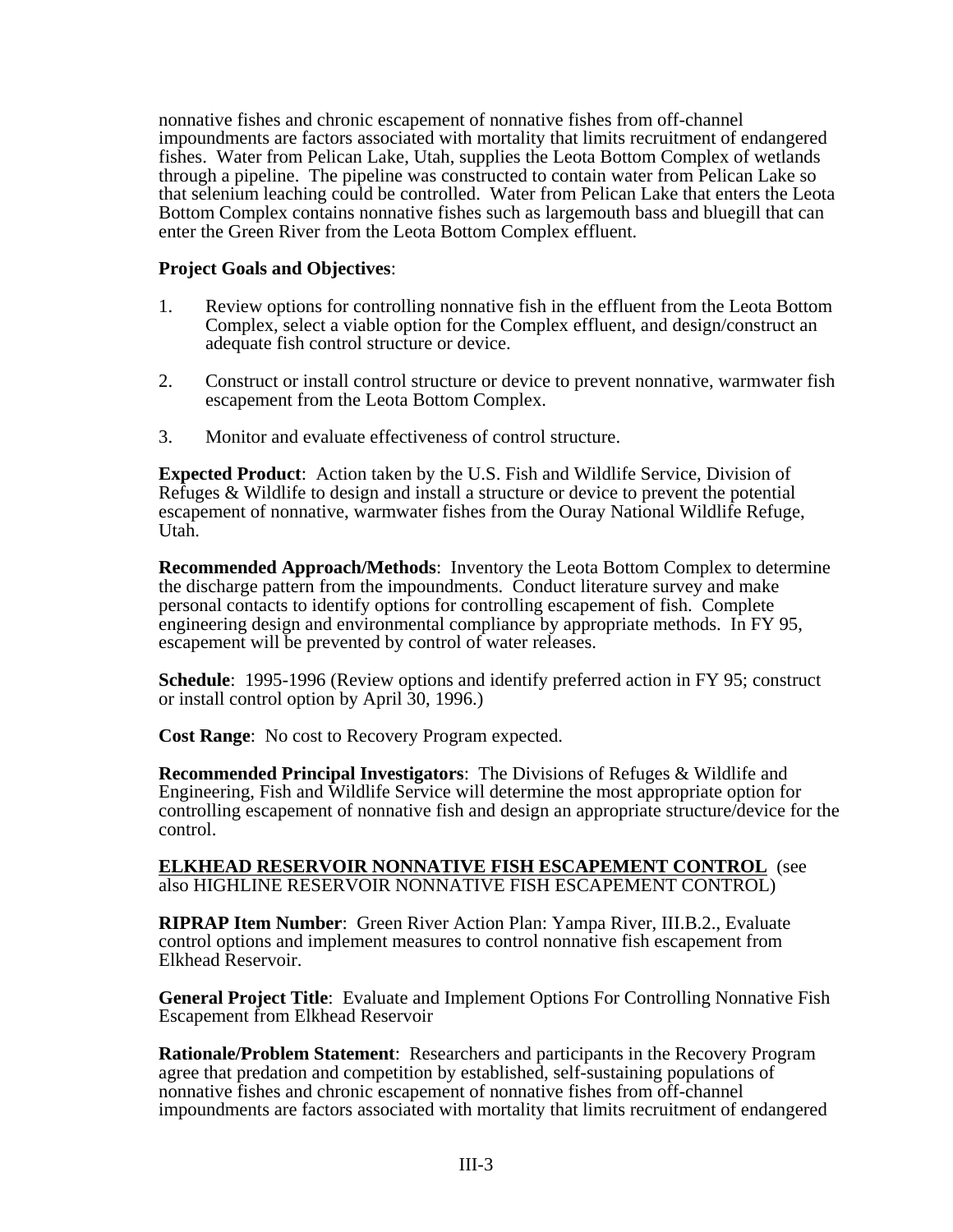nonnative fishes and chronic escapement of nonnative fishes from off-channel impoundments are factors associated with mortality that limits recruitment of endangered fishes. Water from Pelican Lake, Utah, supplies the Leota Bottom Complex of wetlands through a pipeline. The pipeline was constructed to contain water from Pelican Lake so that selenium leaching could be controlled. Water from Pelican Lake that enters the Leota Bottom Complex contains nonnative fishes such as largemouth bass and bluegill that can enter the Green River from the Leota Bottom Complex effluent.

**Project Goals and Objectives**:

1. Review options for controlling nonnative fish in the effluent from the Leota Bottom Complex, select a viable option for the Complex effluent, and design/construct an adequate fish control structure or device.

2. Construct or install control structure or device to prevent nonnative, warmwater fish escapement from the Leota Bottom Complex.

3. Monitor and evaluate effectiveness of control structure.

**Expected Product**: Action taken by the U.S. Fish and Wildlife Service, Division of Refuges & Wildlife to design and install a structure or device to prevent the potential escapement of nonnative, warmwater fishes from the Ouray National Wildlife Refuge, Utah.

**Recommended Approach/Methods**: Inventory the Leota Bottom Complex to determine the discharge pattern from the impoundments. Conduct literature survey and make personal contacts to identify options for controlling escapement of fish. Complete engineering design and environmental compliance by appropriate methods. In FY 95, escapement will be prevented by control of water releases.

**Schedule**: 1995-1996 (Review options and identify preferred action in FY 95; construct or install control option by April 30, 1996.)

**Cost Range**: No cost to Recovery Program expected.

**Recommended Principal Investigators**: The Divisions of Refuges & Wildlife and Engineering, Fish and Wildlife Service will determine the most appropriate option for controlling escapement of nonnative fish and design an appropriate structure/device for the control.

**ELKHEAD RESERVOIR NONNATIVE FISH ESCAPEMENT CONTROL** (see also HIGHLINE RESERVOIR NONNATIVE FISH ESCAPEMENT CONTROL)

**RIPRAP Item Number**: Green River Action Plan: Yampa River, III.B.2., Evaluate control options and implement measures to control nonnative fish escapement from Elkhead Reservoir.

**General Project Title**: Evaluate and Implement Options For Controlling Nonnative Fish Escapement from Elkhead Reservoir

**Rationale/Problem Statement**: Researchers and participants in the Recovery Program agree that predation and competition by established, self-sustaining populations of nonnative fishes and chronic escapement of nonnative fishes from off-channel impoundments are factors associated with mortality that limits recruitment of endangered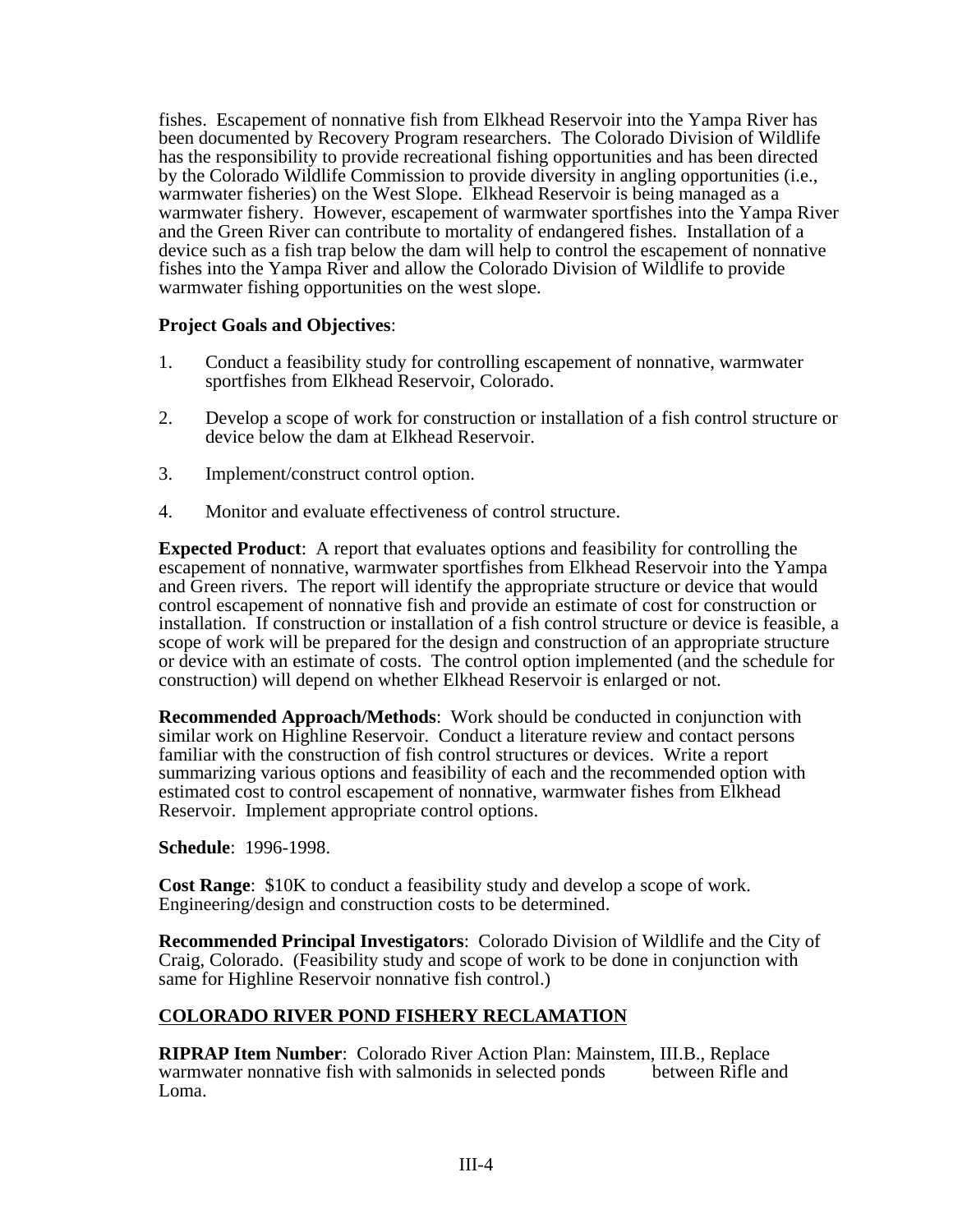fishes. Escapement of nonnative fish from Elkhead Reservoir into the Yampa River has been documented by Recovery Program researchers. The Colorado Division of Wildlife has the responsibility to provide recreational fishing opportunities and has been directed by the Colorado Wildlife Commission to provide diversity in angling opportunities (i.e., warmwater fisheries) on the West Slope. Elkhead Reservoir is being managed as a warmwater fishery. However, escapement of warmwater sportfishes into the Yampa River and the Green River can contribute to mortality of endangered fishes. Installation of a device such as a fish trap below the dam will help to control the escapement of nonnative fishes into the Yampa River and allow the Colorado Division of Wildlife to provide warmwater fishing opportunities on the west slope.

**Project Goals and Objectives**:

1. Conduct a feasibility study for controlling escapement of nonnative, warmwater sportfishes from Elkhead Reservoir, Colorado.

2. Develop a scope of work for construction or installation of a fish control structure or device below the dam at Elkhead Reservoir.

3. Implement/construct control option.

4. Monitor and evaluate effectiveness of control structure.

**Expected Product**: A report that evaluates options and feasibility for controlling the escapement of nonnative, warmwater sportfishes from Elkhead Reservoir into the Yampa and Green rivers. The report will identify the appropriate structure or device that would control escapement of nonnative fish and provide an estimate of cost for construction or installation. If construction or installation of a fish control structure or device is feasible, a scope of work will be prepared for the design and construction of an appropriate structure or device with an estimate of costs. The control option implemented (and the schedule for construction) will depend on whether Elkhead Reservoir is enlarged or not.

**Recommended Approach/Methods**: Work should be conducted in conjunction with similar work on Highline Reservoir. Conduct a literature review and contact persons familiar with the construction of fish control structures or devices. Write a report summarizing various options and feasibility of each and the recommended option with estimated cost to control escapement of nonnative, warmwater fishes from Elkhead Reservoir. Implement appropriate control options.

**Schedule**: 1996-1998.

**Cost Range**: $10K to conduct a feasibility study and develop a scope of work. Engineering/design and construction costs to be determined.

**Recommended Principal Investigators**: Colorado Division of Wildlife and the City of Craig, Colorado. (Feasibility study and scope of work to be done in conjunction with same for Highline Reservoir nonnative fish control.)

## COLORADO RIVER POND FISHERY RECLAMATION

**RIPRAP Item Number**: Colorado River Action Plan: Mainstem, III.B., Replace warmwater nonnative fish with salmonids in selected ponds between Rifle and Loma.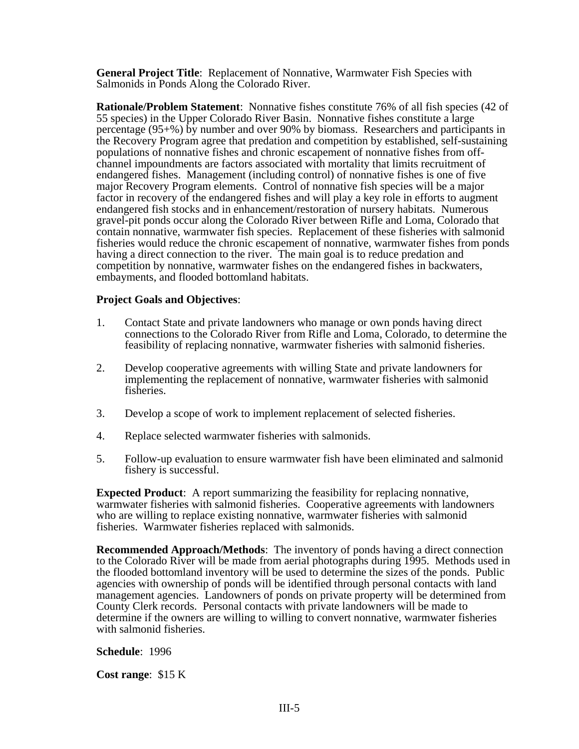**General Project Title**: Replacement of Nonnative, Warmwater Fish Species with Salmonids in Ponds Along the Colorado River.

**Rationale/Problem Statement**: Nonnative fishes constitute 76% of all fish species (42 of 55 species) in the Upper Colorado River Basin. Nonnative fishes constitute a large percentage (95+%) by number and over 90% by biomass. Researchers and participants in the Recovery Program agree that predation and competition by established, self-sustaining populations of nonnative fishes and chronic escapement of nonnative fishes from off-channel impoundments are factors associated with mortality that limits recruitment of endangered fishes. Management (including control) of nonnative fishes is one of five major Recovery Program elements. Control of nonnative fish species will be a major factor in recovery of the endangered fishes and will play a key role in efforts to augment endangered fish stocks and in enhancement/restoration of nursery habitats. Numerous gravel-pit ponds occur along the Colorado River between Rifle and Loma, Colorado that contain nonnative, warmwater fish species. Replacement of these fisheries with salmonid fisheries would reduce the chronic escapement of nonnative, warmwater fishes from ponds having a direct connection to the river. The main goal is to reduce predation and competition by nonnative, warmwater fishes on the endangered fishes in backwaters, embayments, and flooded bottomland habitats.

**Project Goals and Objectives**:

1. Contact State and private landowners who manage or own ponds having direct connections to the Colorado River from Rifle and Loma, Colorado, to determine the feasibility of replacing nonnative, warmwater fisheries with salmonid fisheries.

2. Develop cooperative agreements with willing State and private landowners for implementing the replacement of nonnative, warmwater fisheries with salmonid fisheries.

3. Develop a scope of work to implement replacement of selected fisheries.

4. Replace selected warmwater fisheries with salmonids.

5. Follow-up evaluation to ensure warmwater fish have been eliminated and salmonid fishery is successful.

**Expected Product**: A report summarizing the feasibility for replacing nonnative, warmwater fisheries with salmonid fisheries. Cooperative agreements with landowners who are willing to replace existing nonnative, warmwater fisheries with salmonid fisheries. Warmwater fisheries replaced with salmonids.

**Recommended Approach/Methods**: The inventory of ponds having a direct connection to the Colorado River will be made from aerial photographs during 1995. Methods used in the flooded bottomland inventory will be used to determine the sizes of the ponds. Public agencies with ownership of ponds will be identified through personal contacts with land management agencies. Landowners of ponds on private property will be determined from County Clerk records. Personal contacts with private landowners will be made to determine if the owners are willing to willing to convert nonnative, warmwater fisheries with salmonid fisheries.

**Schedule**: 1996

**Cost range**: $15 K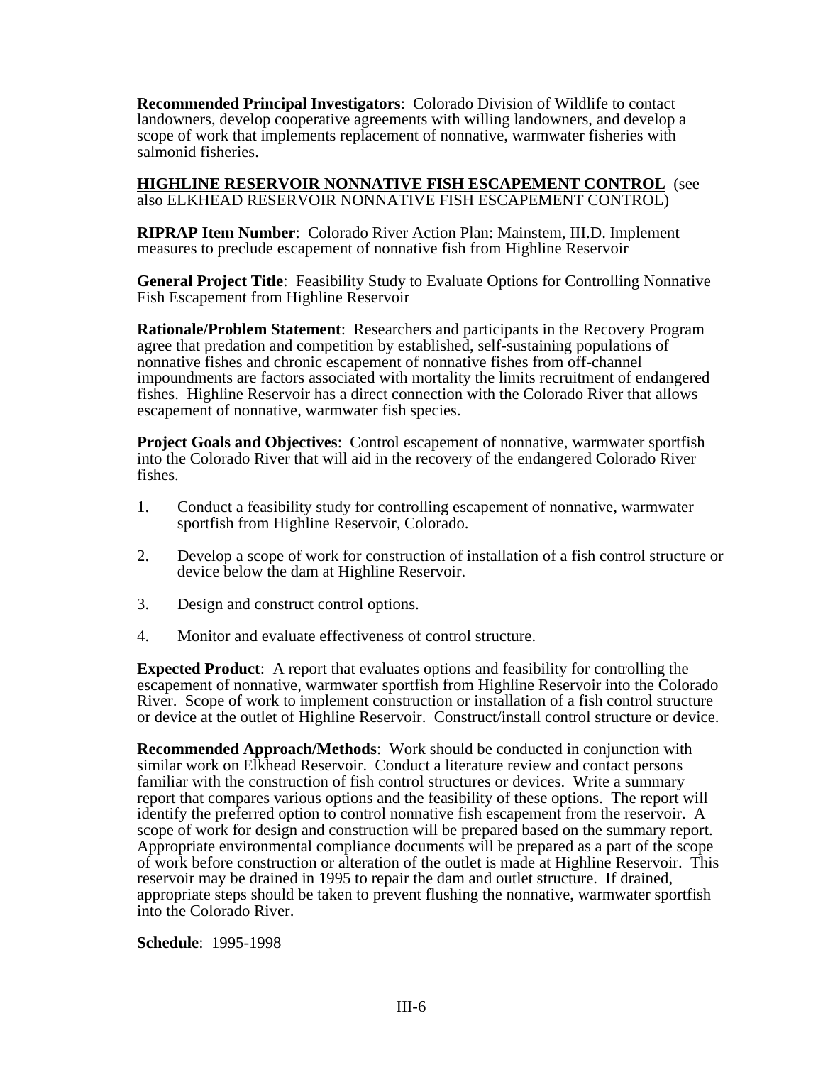**Recommended Principal Investigators**: Colorado Division of Wildlife to contact landowners, develop cooperative agreements with willing landowners, and develop a scope of work that implements replacement of nonnative, warmwater fisheries with salmonid fisheries.

**<u>HIGHLINE RESERVOIR NONNATIVE FISH ESCAPEMENT CONTROL</u>** (see also ELKHEAD RESERVOIR NONNATIVE FISH ESCAPEMENT CONTROL)

**RIPRAP Item Number**: Colorado River Action Plan: Mainstem, III.D. Implement measures to preclude escapement of nonnative fish from Highline Reservoir

**General Project Title**: Feasibility Study to Evaluate Options for Controlling Nonnative Fish Escapement from Highline Reservoir

**Rationale/Problem Statement**: Researchers and participants in the Recovery Program agree that predation and competition by established, self-sustaining populations of nonnative fishes and chronic escapement of nonnative fishes from off-channel impoundments are factors associated with mortality the limits recruitment of endangered fishes. Highline Reservoir has a direct connection with the Colorado River that allows escapement of nonnative, warmwater fish species.

**Project Goals and Objectives**: Control escapement of nonnative, warmwater sportfish into the Colorado River that will aid in the recovery of the endangered Colorado River fishes.

1. Conduct a feasibility study for controlling escapement of nonnative, warmwater sportfish from Highline Reservoir, Colorado.

2. Develop a scope of work for construction of installation of a fish control structure or device below the dam at Highline Reservoir.

3. Design and construct control options.

4. Monitor and evaluate effectiveness of control structure.

**Expected Product**: A report that evaluates options and feasibility for controlling the escapement of nonnative, warmwater sportfish from Highline Reservoir into the Colorado River. Scope of work to implement construction or installation of a fish control structure or device at the outlet of Highline Reservoir. Construct/install control structure or device.

**Recommended Approach/Methods**: Work should be conducted in conjunction with similar work on Elkhead Reservoir. Conduct a literature review and contact persons familiar with the construction of fish control structures or devices. Write a summary report that compares various options and the feasibility of these options. The report will identify the preferred option to control nonnative fish escapement from the reservoir. A scope of work for design and construction will be prepared based on the summary report. Appropriate environmental compliance documents will be prepared as a part of the scope of work before construction or alteration of the outlet is made at Highline Reservoir. This reservoir may be drained in 1995 to repair the dam and outlet structure. If drained, appropriate steps should be taken to prevent flushing the nonnative, warmwater sportfish into the Colorado River.

**Schedule**: 1995-1998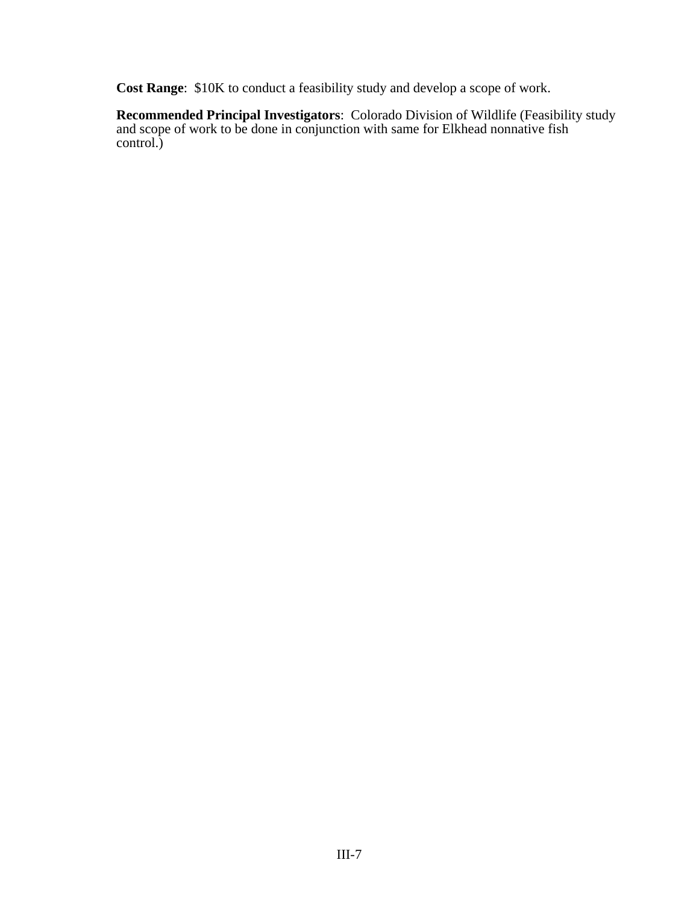**Cost Range**: $10K to conduct a feasibility study and develop a scope of work.

**Recommended Principal Investigators**: Colorado Division of Wildlife (Feasibility study and scope of work to be done in conjunction with same for Elkhead nonnative fish control.)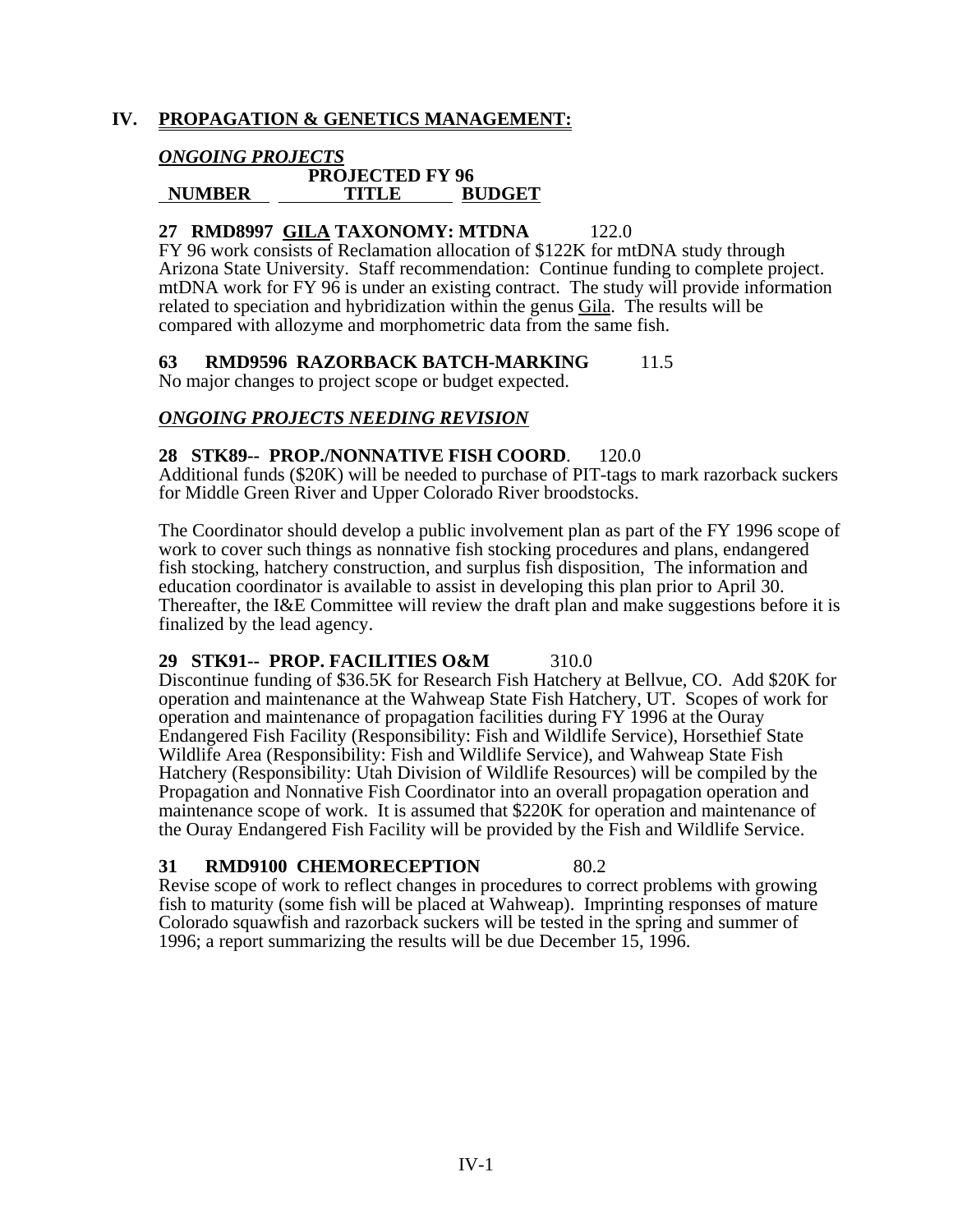## IV. PROPAGATION & GENETICS MANAGEMENT:

***ONGOING PROJECTS***

| NUMBER | TITLE | PROJECTED FY 96 BUDGET |
|---|---|---|

**27 RMD8997 GILA TAXONOMY: MTDNA** 122.0
FY 96 work consists of Reclamation allocation of $122K for mtDNA study through Arizona State University. Staff recommendation: Continue funding to complete project. mtDNA work for FY 96 is under an existing contract. The study will provide information related to speciation and hybridization within the genus Gila. The results will be compared with allozyme and morphometric data from the same fish.

**63 RMD9596 RAZORBACK BATCH-MARKING** 11.5
No major changes to project scope or budget expected.

***ONGOING PROJECTS NEEDING REVISION***

**28 STK89-- PROP./NONNATIVE FISH COORD**. 120.0
Additional funds ($20K) will be needed to purchase of PIT-tags to mark razorback suckers for Middle Green River and Upper Colorado River broodstocks.

The Coordinator should develop a public involvement plan as part of the FY 1996 scope of work to cover such things as nonnative fish stocking procedures and plans, endangered fish stocking, hatchery construction, and surplus fish disposition, The information and education coordinator is available to assist in developing this plan prior to April 30. Thereafter, the I&E Committee will review the draft plan and make suggestions before it is finalized by the lead agency.

**29 STK91-- PROP. FACILITIES O&M** 310.0
Discontinue funding of $36.5K for Research Fish Hatchery at Bellvue, CO. Add $20K for operation and maintenance at the Wahweap State Fish Hatchery, UT. Scopes of work for operation and maintenance of propagation facilities during FY 1996 at the Ouray Endangered Fish Facility (Responsibility: Fish and Wildlife Service), Horsethief State Wildlife Area (Responsibility: Fish and Wildlife Service), and Wahweap State Fish Hatchery (Responsibility: Utah Division of Wildlife Resources) will be compiled by the Propagation and Nonnative Fish Coordinator into an overall propagation operation and maintenance scope of work. It is assumed that $220K for operation and maintenance of the Ouray Endangered Fish Facility will be provided by the Fish and Wildlife Service.

**31 RMD9100 CHEMORECEPTION** 80.2
Revise scope of work to reflect changes in procedures to correct problems with growing fish to maturity (some fish will be placed at Wahweap). Imprinting responses of mature Colorado squawfish and razorback suckers will be tested in the spring and summer of 1996; a report summarizing the results will be due December 15, 1996.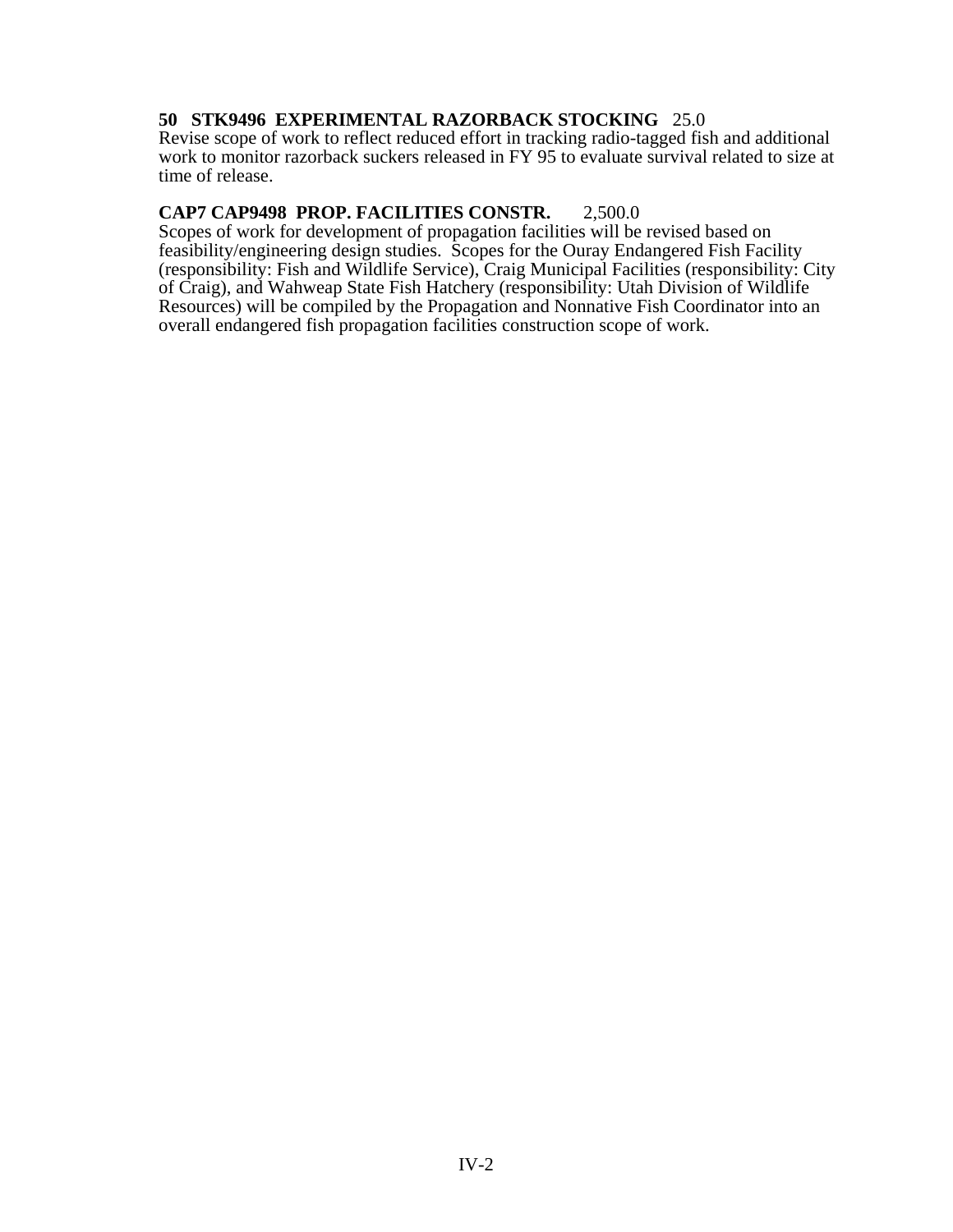**50 STK9496 EXPERIMENTAL RAZORBACK STOCKING** 25.0

Revise scope of work to reflect reduced effort in tracking radio-tagged fish and additional work to monitor razorback suckers released in FY 95 to evaluate survival related to size at time of release.

**CAP7 CAP9498 PROP. FACILITIES CONSTR.** 2,500.0

Scopes of work for development of propagation facilities will be revised based on feasibility/engineering design studies. Scopes for the Ouray Endangered Fish Facility (responsibility: Fish and Wildlife Service), Craig Municipal Facilities (responsibility: City of Craig), and Wahweap State Fish Hatchery (responsibility: Utah Division of Wildlife Resources) will be compiled by the Propagation and Nonnative Fish Coordinator into an overall endangered fish propagation facilities construction scope of work.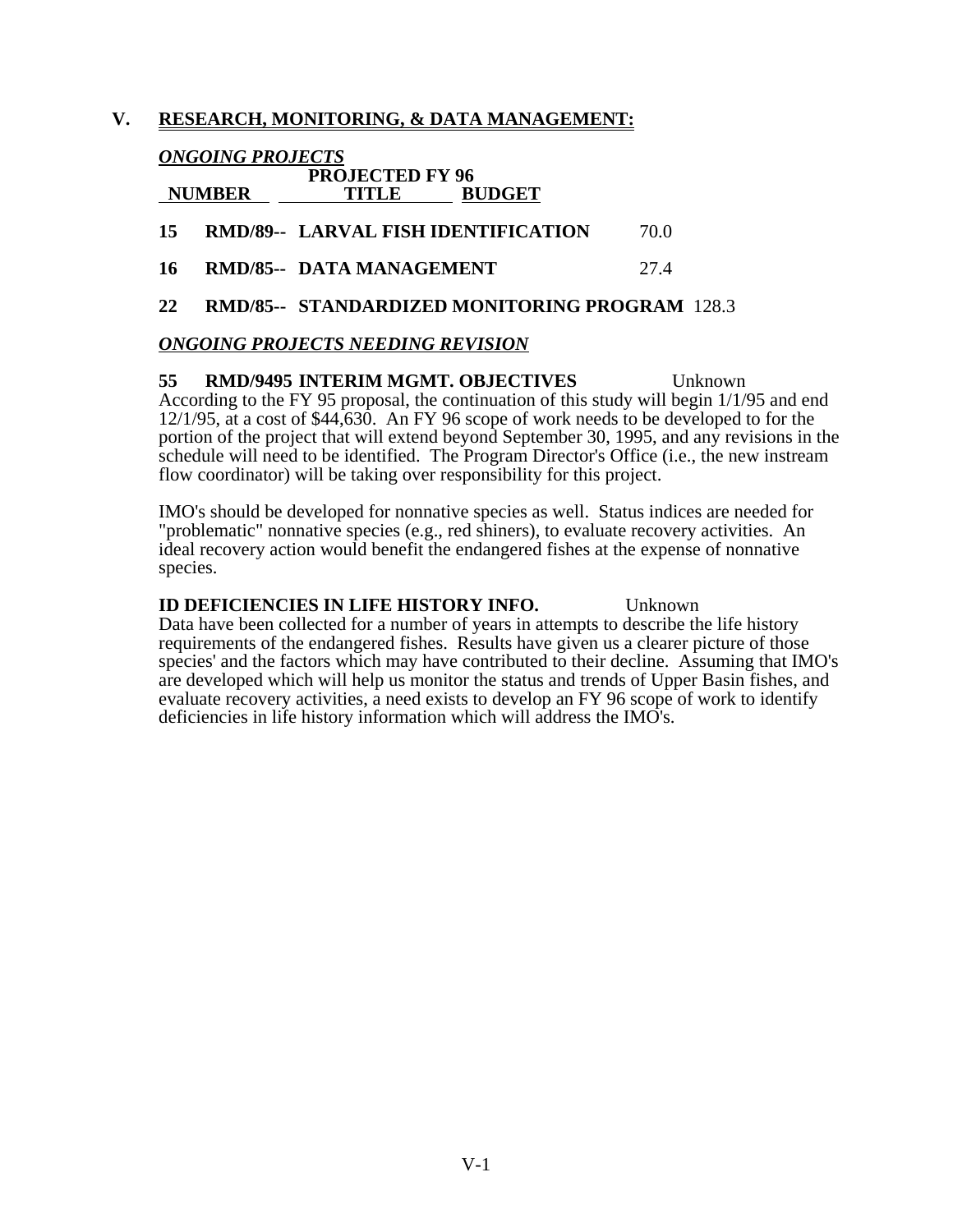## V. RESEARCH, MONITORING, & DATA MANAGEMENT:

***ONGOING PROJECTS***

| NUMBER | TITLE | PROJECTED FY 96 BUDGET |
|---|---|---|
| **15 RMD/89--** | **LARVAL FISH IDENTIFICATION** | 70.0 |
| **16 RMD/85--** | **DATA MANAGEMENT** | 27.4 |
| **22 RMD/85--** | **STANDARDIZED MONITORING PROGRAM** | 128.3 |

***ONGOING PROJECTS NEEDING REVISION***

**55 RMD/9495 INTERIM MGMT. OBJECTIVES** Unknown

According to the FY 95 proposal, the continuation of this study will begin 1/1/95 and end 12/1/95, at a cost of $44,630. An FY 96 scope of work needs to be developed to for the portion of the project that will extend beyond September 30, 1995, and any revisions in the schedule will need to be identified. The Program Director's Office (i.e., the new instream flow coordinator) will be taking over responsibility for this project.

IMO's should be developed for nonnative species as well. Status indices are needed for "problematic" nonnative species (e.g., red shiners), to evaluate recovery activities. An ideal recovery action would benefit the endangered fishes at the expense of nonnative species.

**ID DEFICIENCIES IN LIFE HISTORY INFO.** Unknown

Data have been collected for a number of years in attempts to describe the life history requirements of the endangered fishes. Results have given us a clearer picture of those species' and the factors which may have contributed to their decline. Assuming that IMO's are developed which will help us monitor the status and trends of Upper Basin fishes, and evaluate recovery activities, a need exists to develop an FY 96 scope of work to identify deficiencies in life history information which will address the IMO's.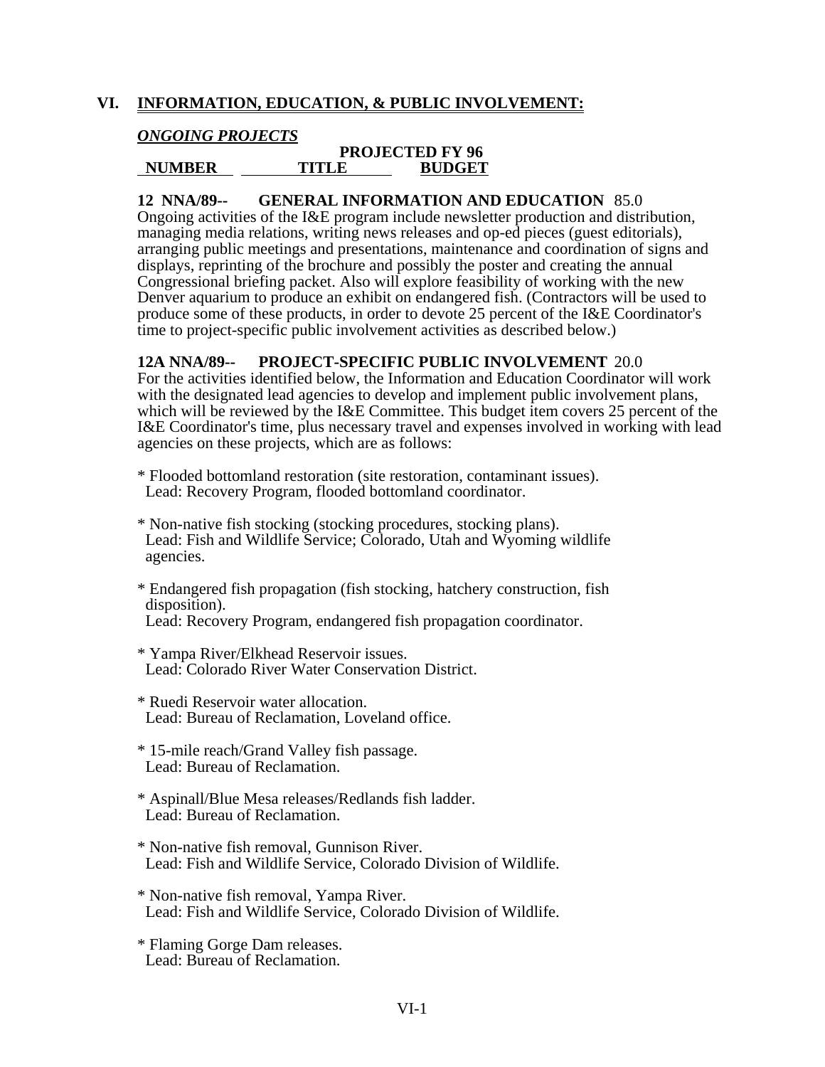## VI. INFORMATION, EDUCATION, & PUBLIC INVOLVEMENT:

### *ONGOING PROJECTS*

| NUMBER | TITLE | PROJECTED FY 96 BUDGET |
|---|---|---|

**12 NNA/89-- GENERAL INFORMATION AND EDUCATION** 85.0
Ongoing activities of the I&E program include newsletter production and distribution, managing media relations, writing news releases and op-ed pieces (guest editorials), arranging public meetings and presentations, maintenance and coordination of signs and displays, reprinting of the brochure and possibly the poster and creating the annual Congressional briefing packet. Also will explore feasibility of working with the new Denver aquarium to produce an exhibit on endangered fish. (Contractors will be used to produce some of these products, in order to devote 25 percent of the I&E Coordinator's time to project-specific public involvement activities as described below.)

**12A NNA/89-- PROJECT-SPECIFIC PUBLIC INVOLVEMENT** 20.0
For the activities identified below, the Information and Education Coordinator will work with the designated lead agencies to develop and implement public involvement plans, which will be reviewed by the I&E Committee. This budget item covers 25 percent of the I&E Coordinator's time, plus necessary travel and expenses involved in working with lead agencies on these projects, which are as follows:

* Flooded bottomland restoration (site restoration, contaminant issues).
  Lead: Recovery Program, flooded bottomland coordinator.

* Non-native fish stocking (stocking procedures, stocking plans).
  Lead: Fish and Wildlife Service; Colorado, Utah and Wyoming wildlife agencies.

* Endangered fish propagation (fish stocking, hatchery construction, fish disposition).
  Lead: Recovery Program, endangered fish propagation coordinator.

* Yampa River/Elkhead Reservoir issues.
  Lead: Colorado River Water Conservation District.

* Ruedi Reservoir water allocation.
  Lead: Bureau of Reclamation, Loveland office.

* 15-mile reach/Grand Valley fish passage.
  Lead: Bureau of Reclamation.

* Aspinall/Blue Mesa releases/Redlands fish ladder.
  Lead: Bureau of Reclamation.

* Non-native fish removal, Gunnison River.
  Lead: Fish and Wildlife Service, Colorado Division of Wildlife.

* Non-native fish removal, Yampa River.
  Lead: Fish and Wildlife Service, Colorado Division of Wildlife.

* Flaming Gorge Dam releases.
  Lead: Bureau of Reclamation.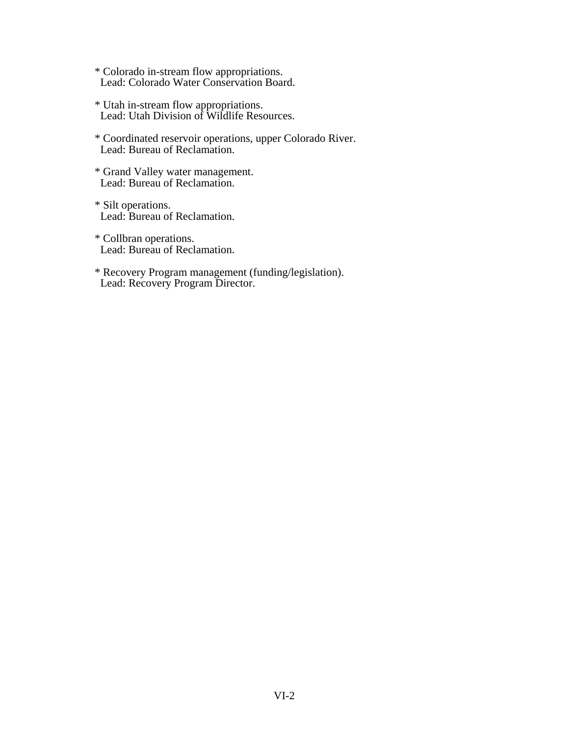* Colorado in-stream flow appropriations.
  Lead: Colorado Water Conservation Board.

* Utah in-stream flow appropriations.
  Lead: Utah Division of Wildlife Resources.

* Coordinated reservoir operations, upper Colorado River.
  Lead: Bureau of Reclamation.

* Grand Valley water management.
  Lead: Bureau of Reclamation.

* Silt operations.
  Lead: Bureau of Reclamation.

* Collbran operations.
  Lead: Bureau of Reclamation.

* Recovery Program management (funding/legislation).
  Lead: Recovery Program Director.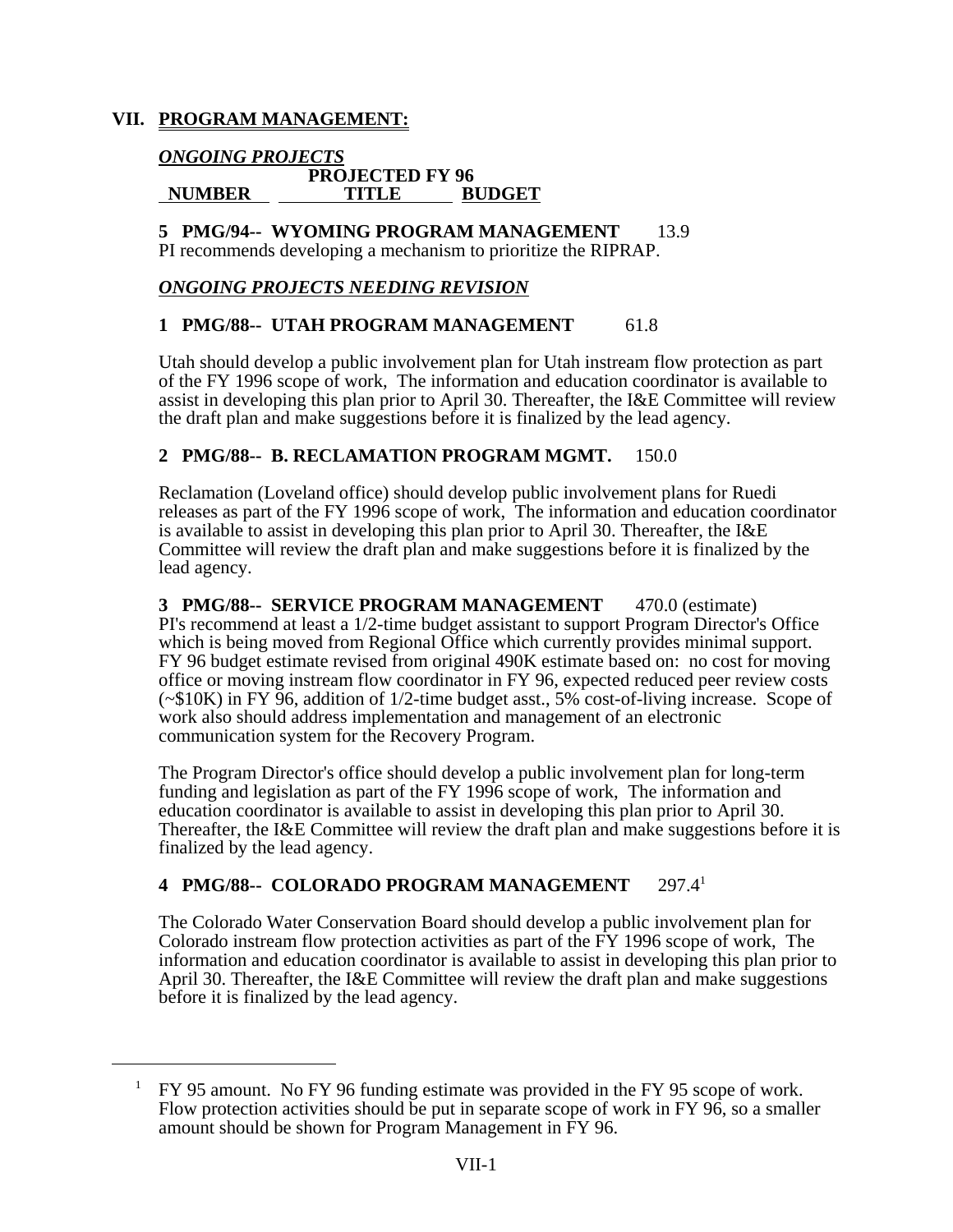## VII. PROGRAM MANAGEMENT:

***ONGOING PROJECTS***

| NUMBER | TITLE | PROJECTED FY 96 BUDGET |
|---|---|---|

**5 PMG/94-- WYOMING PROGRAM MANAGEMENT** 13.9

PI recommends developing a mechanism to prioritize the RIPRAP.

***ONGOING PROJECTS NEEDING REVISION***

**1 PMG/88-- UTAH PROGRAM MANAGEMENT** 61.8

Utah should develop a public involvement plan for Utah instream flow protection as part of the FY 1996 scope of work, The information and education coordinator is available to assist in developing this plan prior to April 30. Thereafter, the I&E Committee will review the draft plan and make suggestions before it is finalized by the lead agency.

**2 PMG/88-- B. RECLAMATION PROGRAM MGMT.** 150.0

Reclamation (Loveland office) should develop public involvement plans for Ruedi releases as part of the FY 1996 scope of work, The information and education coordinator is available to assist in developing this plan prior to April 30. Thereafter, the I&E Committee will review the draft plan and make suggestions before it is finalized by the lead agency.

**3 PMG/88-- SERVICE PROGRAM MANAGEMENT** 470.0 (estimate)

PI's recommend at least a 1/2-time budget assistant to support Program Director's Office which is being moved from Regional Office which currently provides minimal support. FY 96 budget estimate revised from original 490K estimate based on: no cost for moving office or moving instream flow coordinator in FY 96, expected reduced peer review costs (~$10K) in FY 96, addition of 1/2-time budget asst., 5% cost-of-living increase. Scope of work also should address implementation and management of an electronic communication system for the Recovery Program.

The Program Director's office should develop a public involvement plan for long-term funding and legislation as part of the FY 1996 scope of work, The information and education coordinator is available to assist in developing this plan prior to April 30. Thereafter, the I&E Committee will review the draft plan and make suggestions before it is finalized by the lead agency.

**4 PMG/88-- COLORADO PROGRAM MANAGEMENT** 297.4[1]

The Colorado Water Conservation Board should develop a public involvement plan for Colorado instream flow protection activities as part of the FY 1996 scope of work, The information and education coordinator is available to assist in developing this plan prior to April 30. Thereafter, the I&E Committee will review the draft plan and make suggestions before it is finalized by the lead agency.

---

[1] FY 95 amount. No FY 96 funding estimate was provided in the FY 95 scope of work. Flow protection activities should be put in separate scope of work in FY 96, so a smaller amount should be shown for Program Management in FY 96.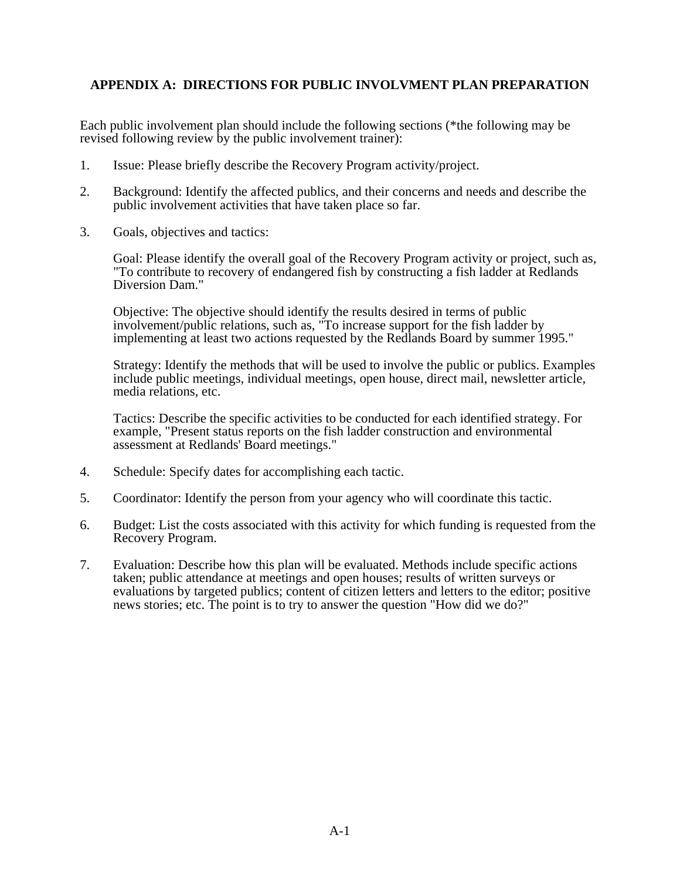## APPENDIX A: DIRECTIONS FOR PUBLIC INVOLVMENT PLAN PREPARATION

Each public involvement plan should include the following sections (*the following may be revised following review by the public involvement trainer):

1. Issue: Please briefly describe the Recovery Program activity/project.

2. Background: Identify the affected publics, and their concerns and needs and describe the public involvement activities that have taken place so far.

3. Goals, objectives and tactics:

   Goal: Please identify the overall goal of the Recovery Program activity or project, such as, "To contribute to recovery of endangered fish by constructing a fish ladder at Redlands Diversion Dam."

   Objective: The objective should identify the results desired in terms of public involvement/public relations, such as, "To increase support for the fish ladder by implementing at least two actions requested by the Redlands Board by summer 1995."

   Strategy: Identify the methods that will be used to involve the public or publics. Examples include public meetings, individual meetings, open house, direct mail, newsletter article, media relations, etc.

   Tactics: Describe the specific activities to be conducted for each identified strategy. For example, "Present status reports on the fish ladder construction and environmental assessment at Redlands' Board meetings."

4. Schedule: Specify dates for accomplishing each tactic.

5. Coordinator: Identify the person from your agency who will coordinate this tactic.

6. Budget: List the costs associated with this activity for which funding is requested from the Recovery Program.

7. Evaluation: Describe how this plan will be evaluated. Methods include specific actions taken; public attendance at meetings and open houses; results of written surveys or evaluations by targeted publics; content of citizen letters and letters to the editor; positive news stories; etc. The point is to try to answer the question "How did we do?"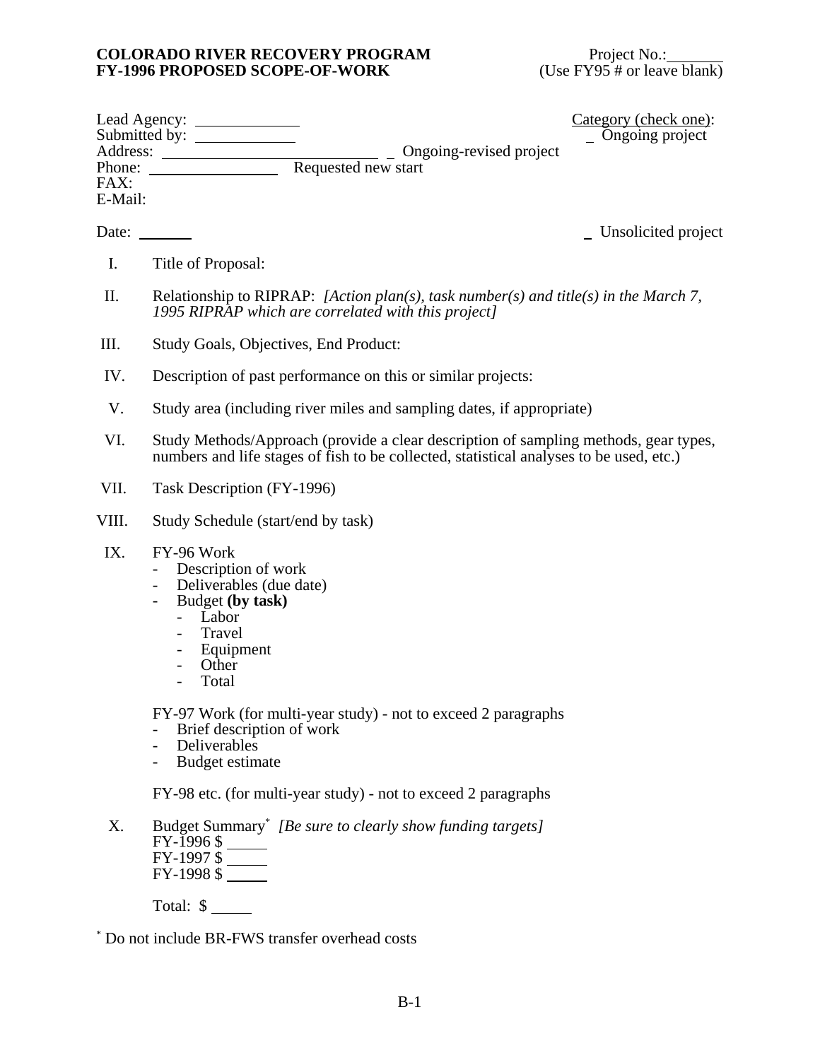**COLORADO RIVER RECOVERY PROGRAM**
**FY-1996 PROPOSED SCOPE-OF-WORK**

Project No.:\_\_\_\_\_\_\_
(Use FY95 # or leave blank)

Lead Agency: \_\_\_\_\_\_\_\_\_\_\_\_\_
Submitted by: \_\_\_\_\_\_\_\_\_\_\_\_\_
Address: \_\_\_\_\_\_\_\_\_\_\_\_\_\_\_\_\_\_\_\_\_\_\_\_\_\_\_
Phone: \_\_\_\_\_\_\_\_\_\_\_\_\_\_\_\_\_
FAX:
E-Mail:

Date: \_\_\_\_\_\_\_

Category (check one):
_ Ongoing project
_ Ongoing-revised project
_ Requested new start
_ Unsolicited project

I. Title of Proposal:

II. Relationship to RIPRAP: *[Action plan(s), task number(s) and title(s) in the March 7, 1995 RIPRAP which are correlated with this project]*

III. Study Goals, Objectives, End Product:

IV. Description of past performance on this or similar projects:

V. Study area (including river miles and sampling dates, if appropriate)

VI. Study Methods/Approach (provide a clear description of sampling methods, gear types, numbers and life stages of fish to be collected, statistical analyses to be used, etc.)

VII. Task Description (FY-1996)

VIII. Study Schedule (start/end by task)

IX. FY-96 Work
- Description of work
- Deliverables (due date)
- Budget **(by task)**
  - Labor
  - Travel
  - Equipment
  - Other
  - Total

FY-97 Work (for multi-year study) - not to exceed 2 paragraphs
- Brief description of work
- Deliverables
- Budget estimate

FY-98 etc. (for multi-year study) - not to exceed 2 paragraphs

X. Budget Summary* *[Be sure to clearly show funding targets]*
FY-1996 $ \_\_\_\_\_
FY-1997 $ \_\_\_\_\_
FY-1998 $ \_\_\_\_\_

Total: $ \_\_\_\_\_

* Do not include BR-FWS transfer overhead costs